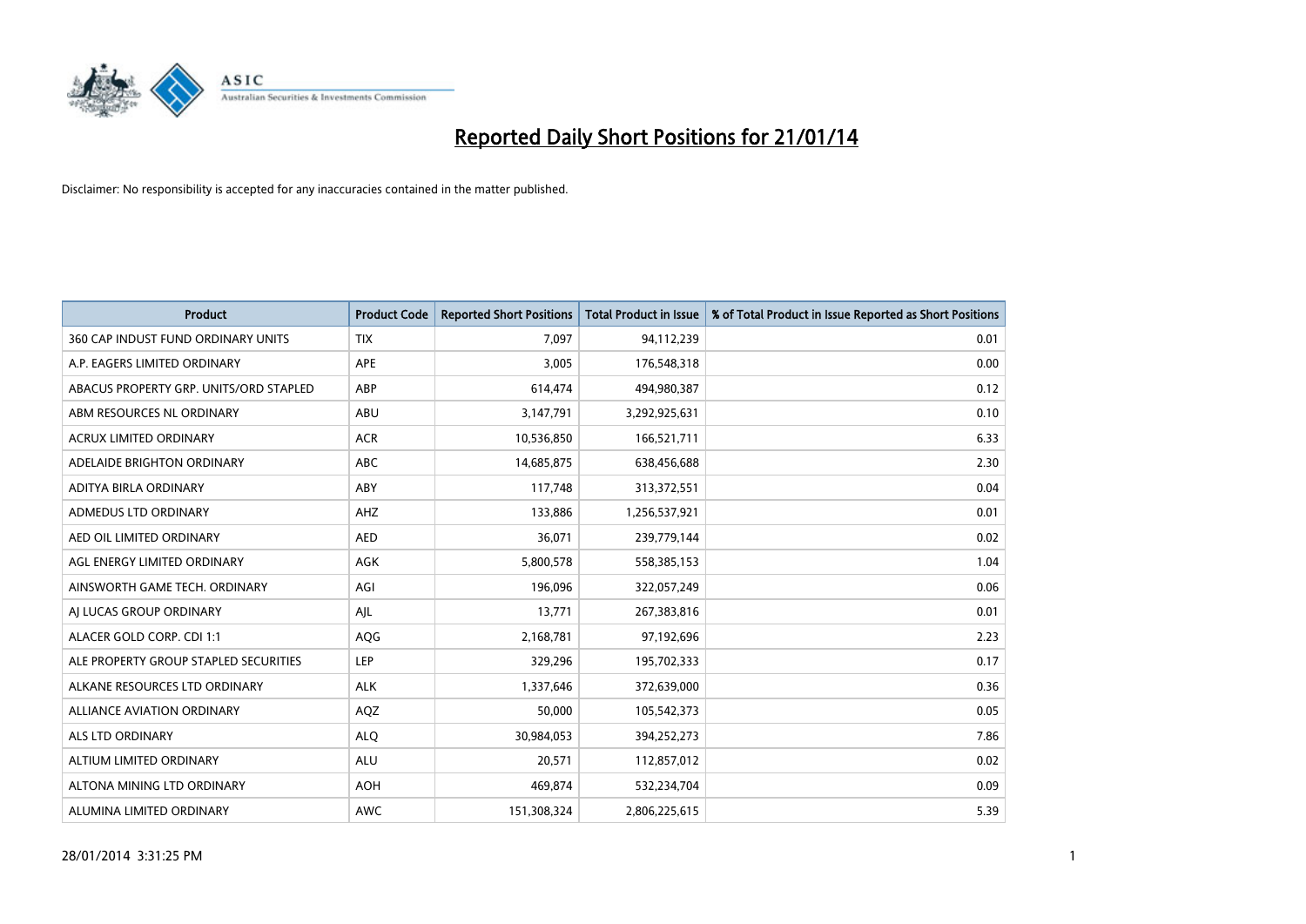# Reported Daily Short Positions for 21/01/14

Disclaimer: No responsibility is accepted for any inaccuracies contained in the matter published.

| Product | Product Code | Reported Short Positions | Total Product in Issue | % of Total Product in Issue Reported as Short Positions |
|---|---|---|---|---|
| 360 CAP INDUST FUND ORDINARY UNITS | TIX | 7,097 | 94,112,239 | 0.01 |
| A.P. EAGERS LIMITED ORDINARY | APE | 3,005 | 176,548,318 | 0.00 |
| ABACUS PROPERTY GRP. UNITS/ORD STAPLED | ABP | 614,474 | 494,980,387 | 0.12 |
| ABM RESOURCES NL ORDINARY | ABU | 3,147,791 | 3,292,925,631 | 0.10 |
| ACRUX LIMITED ORDINARY | ACR | 10,536,850 | 166,521,711 | 6.33 |
| ADELAIDE BRIGHTON ORDINARY | ABC | 14,685,875 | 638,456,688 | 2.30 |
| ADITYA BIRLA ORDINARY | ABY | 117,748 | 313,372,551 | 0.04 |
| ADMEDUS LTD ORDINARY | AHZ | 133,886 | 1,256,537,921 | 0.01 |
| AED OIL LIMITED ORDINARY | AED | 36,071 | 239,779,144 | 0.02 |
| AGL ENERGY LIMITED ORDINARY | AGK | 5,800,578 | 558,385,153 | 1.04 |
| AINSWORTH GAME TECH. ORDINARY | AGI | 196,096 | 322,057,249 | 0.06 |
| AJ LUCAS GROUP ORDINARY | AJL | 13,771 | 267,383,816 | 0.01 |
| ALACER GOLD CORP. CDI 1:1 | AQG | 2,168,781 | 97,192,696 | 2.23 |
| ALE PROPERTY GROUP STAPLED SECURITIES | LEP | 329,296 | 195,702,333 | 0.17 |
| ALKANE RESOURCES LTD ORDINARY | ALK | 1,337,646 | 372,639,000 | 0.36 |
| ALLIANCE AVIATION ORDINARY | AQZ | 50,000 | 105,542,373 | 0.05 |
| ALS LTD ORDINARY | ALQ | 30,984,053 | 394,252,273 | 7.86 |
| ALTIUM LIMITED ORDINARY | ALU | 20,571 | 112,857,012 | 0.02 |
| ALTONA MINING LTD ORDINARY | AOH | 469,874 | 532,234,704 | 0.09 |
| ALUMINA LIMITED ORDINARY | AWC | 151,308,324 | 2,806,225,615 | 5.39 |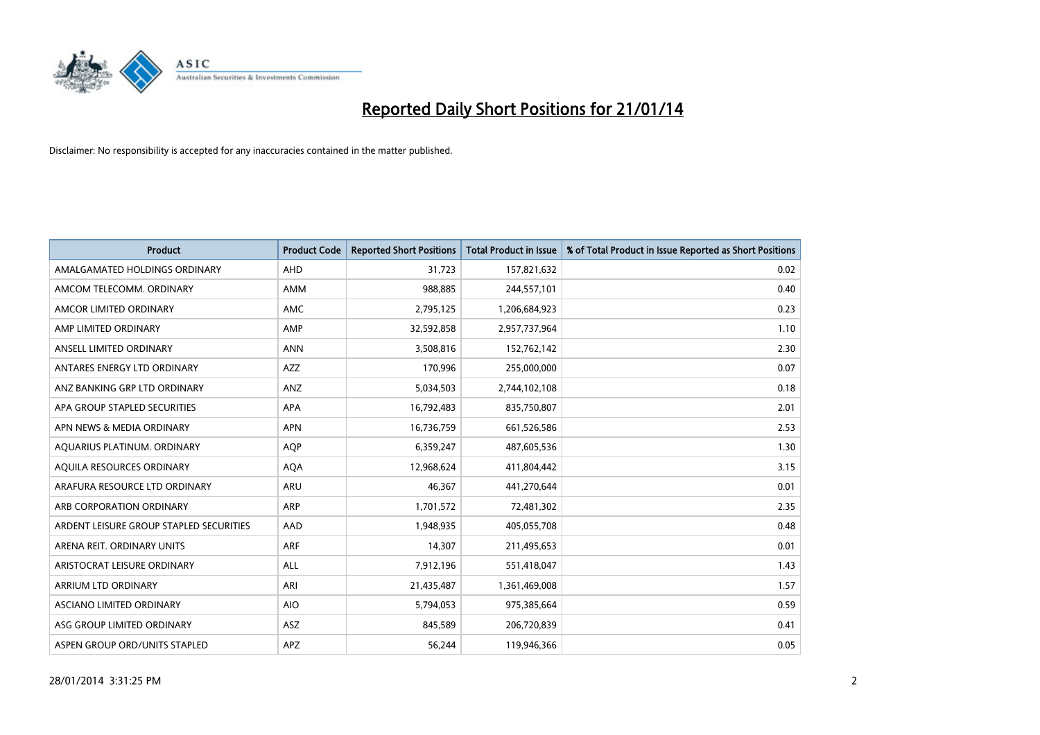# Reported Daily Short Positions for 21/01/14

Disclaimer: No responsibility is accepted for any inaccuracies contained in the matter published.

| Product | Product Code | Reported Short Positions | Total Product in Issue | % of Total Product in Issue Reported as Short Positions |
|---|---|---|---|---|
| AMALGAMATED HOLDINGS ORDINARY | AHD | 31,723 | 157,821,632 | 0.02 |
| AMCOM TELECOMM. ORDINARY | AMM | 988,885 | 244,557,101 | 0.40 |
| AMCOR LIMITED ORDINARY | AMC | 2,795,125 | 1,206,684,923 | 0.23 |
| AMP LIMITED ORDINARY | AMP | 32,592,858 | 2,957,737,964 | 1.10 |
| ANSELL LIMITED ORDINARY | ANN | 3,508,816 | 152,762,142 | 2.30 |
| ANTARES ENERGY LTD ORDINARY | AZZ | 170,996 | 255,000,000 | 0.07 |
| ANZ BANKING GRP LTD ORDINARY | ANZ | 5,034,503 | 2,744,102,108 | 0.18 |
| APA GROUP STAPLED SECURITIES | APA | 16,792,483 | 835,750,807 | 2.01 |
| APN NEWS & MEDIA ORDINARY | APN | 16,736,759 | 661,526,586 | 2.53 |
| AQUARIUS PLATINUM. ORDINARY | AQP | 6,359,247 | 487,605,536 | 1.30 |
| AQUILA RESOURCES ORDINARY | AQA | 12,968,624 | 411,804,442 | 3.15 |
| ARAFURA RESOURCE LTD ORDINARY | ARU | 46,367 | 441,270,644 | 0.01 |
| ARB CORPORATION ORDINARY | ARP | 1,701,572 | 72,481,302 | 2.35 |
| ARDENT LEISURE GROUP STAPLED SECURITIES | AAD | 1,948,935 | 405,055,708 | 0.48 |
| ARENA REIT. ORDINARY UNITS | ARF | 14,307 | 211,495,653 | 0.01 |
| ARISTOCRAT LEISURE ORDINARY | ALL | 7,912,196 | 551,418,047 | 1.43 |
| ARRIUM LTD ORDINARY | ARI | 21,435,487 | 1,361,469,008 | 1.57 |
| ASCIANO LIMITED ORDINARY | AIO | 5,794,053 | 975,385,664 | 0.59 |
| ASG GROUP LIMITED ORDINARY | ASZ | 845,589 | 206,720,839 | 0.41 |
| ASPEN GROUP ORD/UNITS STAPLED | APZ | 56,244 | 119,946,366 | 0.05 |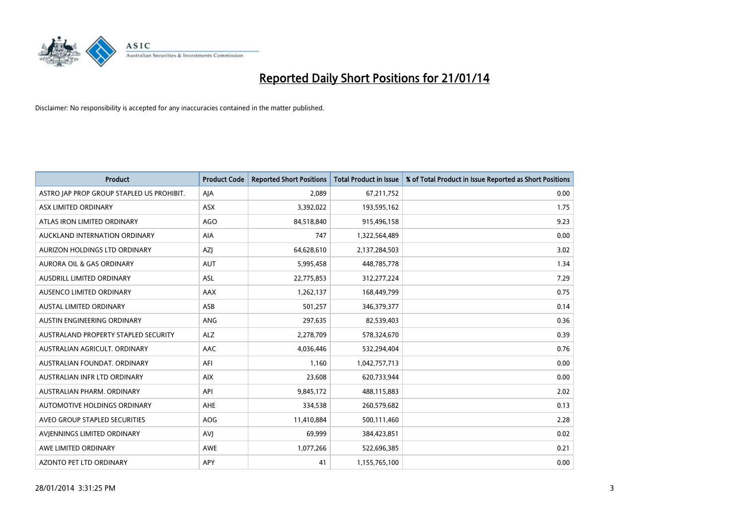# Reported Daily Short Positions for 21/01/14

Disclaimer: No responsibility is accepted for any inaccuracies contained in the matter published.

| Product | Product Code | Reported Short Positions | Total Product in Issue | % of Total Product in Issue Reported as Short Positions |
|---|---|---|---|---|
| ASTRO JAP PROP GROUP STAPLED US PROHIBIT. | AJA | 2,089 | 67,211,752 | 0.00 |
| ASX LIMITED ORDINARY | ASX | 3,392,022 | 193,595,162 | 1.75 |
| ATLAS IRON LIMITED ORDINARY | AGO | 84,518,840 | 915,496,158 | 9.23 |
| AUCKLAND INTERNATION ORDINARY | AIA | 747 | 1,322,564,489 | 0.00 |
| AURIZON HOLDINGS LTD ORDINARY | AZJ | 64,628,610 | 2,137,284,503 | 3.02 |
| AURORA OIL & GAS ORDINARY | AUT | 5,995,458 | 448,785,778 | 1.34 |
| AUSDRILL LIMITED ORDINARY | ASL | 22,775,853 | 312,277,224 | 7.29 |
| AUSENCO LIMITED ORDINARY | AAX | 1,262,137 | 168,449,799 | 0.75 |
| AUSTAL LIMITED ORDINARY | ASB | 501,257 | 346,379,377 | 0.14 |
| AUSTIN ENGINEERING ORDINARY | ANG | 297,635 | 82,539,403 | 0.36 |
| AUSTRALAND PROPERTY STAPLED SECURITY | ALZ | 2,278,709 | 578,324,670 | 0.39 |
| AUSTRALIAN AGRICULT. ORDINARY | AAC | 4,036,446 | 532,294,404 | 0.76 |
| AUSTRALIAN FOUNDAT. ORDINARY | AFI | 1,160 | 1,042,757,713 | 0.00 |
| AUSTRALIAN INFR LTD ORDINARY | AIX | 23,608 | 620,733,944 | 0.00 |
| AUSTRALIAN PHARM. ORDINARY | API | 9,845,172 | 488,115,883 | 2.02 |
| AUTOMOTIVE HOLDINGS ORDINARY | AHE | 334,538 | 260,579,682 | 0.13 |
| AVEO GROUP STAPLED SECURITIES | AOG | 11,410,884 | 500,111,460 | 2.28 |
| AVJENNINGS LIMITED ORDINARY | AVJ | 69,999 | 384,423,851 | 0.02 |
| AWE LIMITED ORDINARY | AWE | 1,077,266 | 522,696,385 | 0.21 |
| AZONTO PET LTD ORDINARY | APY | 41 | 1,155,765,100 | 0.00 |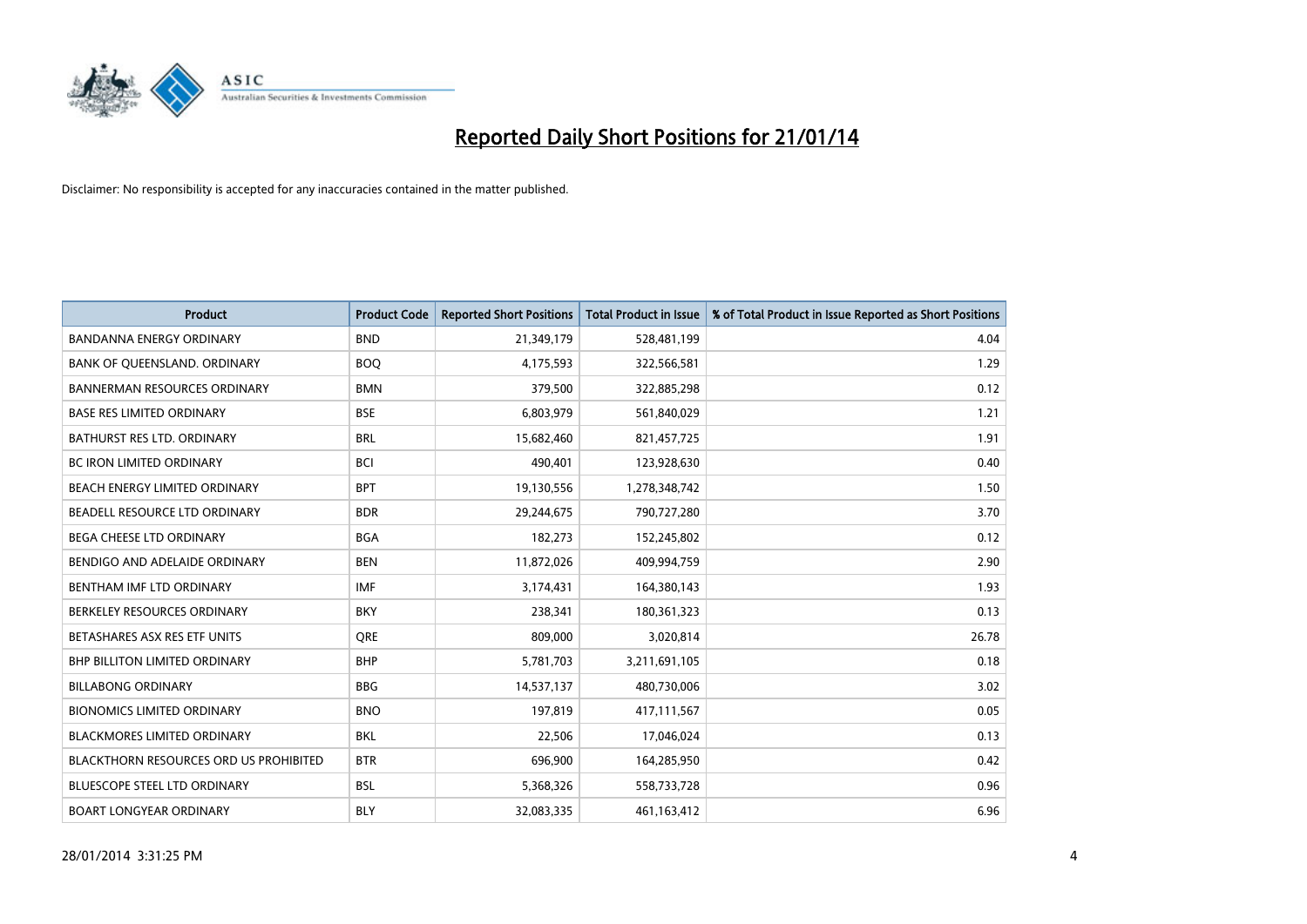# Reported Daily Short Positions for 21/01/14

Disclaimer: No responsibility is accepted for any inaccuracies contained in the matter published.

| Product | Product Code | Reported Short Positions | Total Product in Issue | % of Total Product in Issue Reported as Short Positions |
|---|---|---|---|---|
| BANDANNA ENERGY ORDINARY | BND | 21,349,179 | 528,481,199 | 4.04 |
| BANK OF QUEENSLAND. ORDINARY | BOQ | 4,175,593 | 322,566,581 | 1.29 |
| BANNERMAN RESOURCES ORDINARY | BMN | 379,500 | 322,885,298 | 0.12 |
| BASE RES LIMITED ORDINARY | BSE | 6,803,979 | 561,840,029 | 1.21 |
| BATHURST RES LTD. ORDINARY | BRL | 15,682,460 | 821,457,725 | 1.91 |
| BC IRON LIMITED ORDINARY | BCI | 490,401 | 123,928,630 | 0.40 |
| BEACH ENERGY LIMITED ORDINARY | BPT | 19,130,556 | 1,278,348,742 | 1.50 |
| BEADELL RESOURCE LTD ORDINARY | BDR | 29,244,675 | 790,727,280 | 3.70 |
| BEGA CHEESE LTD ORDINARY | BGA | 182,273 | 152,245,802 | 0.12 |
| BENDIGO AND ADELAIDE ORDINARY | BEN | 11,872,026 | 409,994,759 | 2.90 |
| BENTHAM IMF LTD ORDINARY | IMF | 3,174,431 | 164,380,143 | 1.93 |
| BERKELEY RESOURCES ORDINARY | BKY | 238,341 | 180,361,323 | 0.13 |
| BETASHARES ASX RES ETF UNITS | QRE | 809,000 | 3,020,814 | 26.78 |
| BHP BILLITON LIMITED ORDINARY | BHP | 5,781,703 | 3,211,691,105 | 0.18 |
| BILLABONG ORDINARY | BBG | 14,537,137 | 480,730,006 | 3.02 |
| BIONOMICS LIMITED ORDINARY | BNO | 197,819 | 417,111,567 | 0.05 |
| BLACKMORES LIMITED ORDINARY | BKL | 22,506 | 17,046,024 | 0.13 |
| BLACKTHORN RESOURCES ORD US PROHIBITED | BTR | 696,900 | 164,285,950 | 0.42 |
| BLUESCOPE STEEL LTD ORDINARY | BSL | 5,368,326 | 558,733,728 | 0.96 |
| BOART LONGYEAR ORDINARY | BLY | 32,083,335 | 461,163,412 | 6.96 |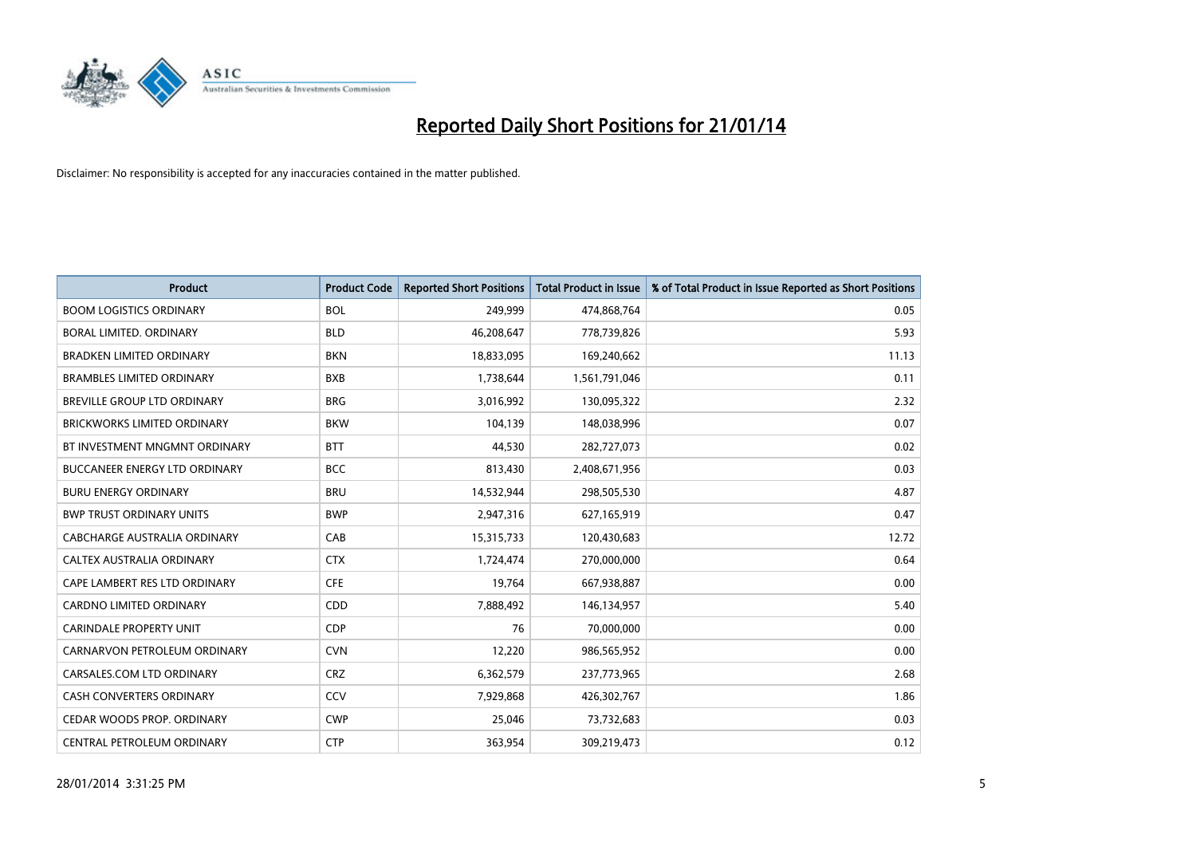# Reported Daily Short Positions for 21/01/14

Disclaimer: No responsibility is accepted for any inaccuracies contained in the matter published.

| Product | Product Code | Reported Short Positions | Total Product in Issue | % of Total Product in Issue Reported as Short Positions |
|---|---|---|---|---|
| BOOM LOGISTICS ORDINARY | BOL | 249,999 | 474,868,764 | 0.05 |
| BORAL LIMITED. ORDINARY | BLD | 46,208,647 | 778,739,826 | 5.93 |
| BRADKEN LIMITED ORDINARY | BKN | 18,833,095 | 169,240,662 | 11.13 |
| BRAMBLES LIMITED ORDINARY | BXB | 1,738,644 | 1,561,791,046 | 0.11 |
| BREVILLE GROUP LTD ORDINARY | BRG | 3,016,992 | 130,095,322 | 2.32 |
| BRICKWORKS LIMITED ORDINARY | BKW | 104,139 | 148,038,996 | 0.07 |
| BT INVESTMENT MNGMNT ORDINARY | BTT | 44,530 | 282,727,073 | 0.02 |
| BUCCANEER ENERGY LTD ORDINARY | BCC | 813,430 | 2,408,671,956 | 0.03 |
| BURU ENERGY ORDINARY | BRU | 14,532,944 | 298,505,530 | 4.87 |
| BWP TRUST ORDINARY UNITS | BWP | 2,947,316 | 627,165,919 | 0.47 |
| CABCHARGE AUSTRALIA ORDINARY | CAB | 15,315,733 | 120,430,683 | 12.72 |
| CALTEX AUSTRALIA ORDINARY | CTX | 1,724,474 | 270,000,000 | 0.64 |
| CAPE LAMBERT RES LTD ORDINARY | CFE | 19,764 | 667,938,887 | 0.00 |
| CARDNO LIMITED ORDINARY | CDD | 7,888,492 | 146,134,957 | 5.40 |
| CARINDALE PROPERTY UNIT | CDP | 76 | 70,000,000 | 0.00 |
| CARNARVON PETROLEUM ORDINARY | CVN | 12,220 | 986,565,952 | 0.00 |
| CARSALES.COM LTD ORDINARY | CRZ | 6,362,579 | 237,773,965 | 2.68 |
| CASH CONVERTERS ORDINARY | CCV | 7,929,868 | 426,302,767 | 1.86 |
| CEDAR WOODS PROP. ORDINARY | CWP | 25,046 | 73,732,683 | 0.03 |
| CENTRAL PETROLEUM ORDINARY | CTP | 363,954 | 309,219,473 | 0.12 |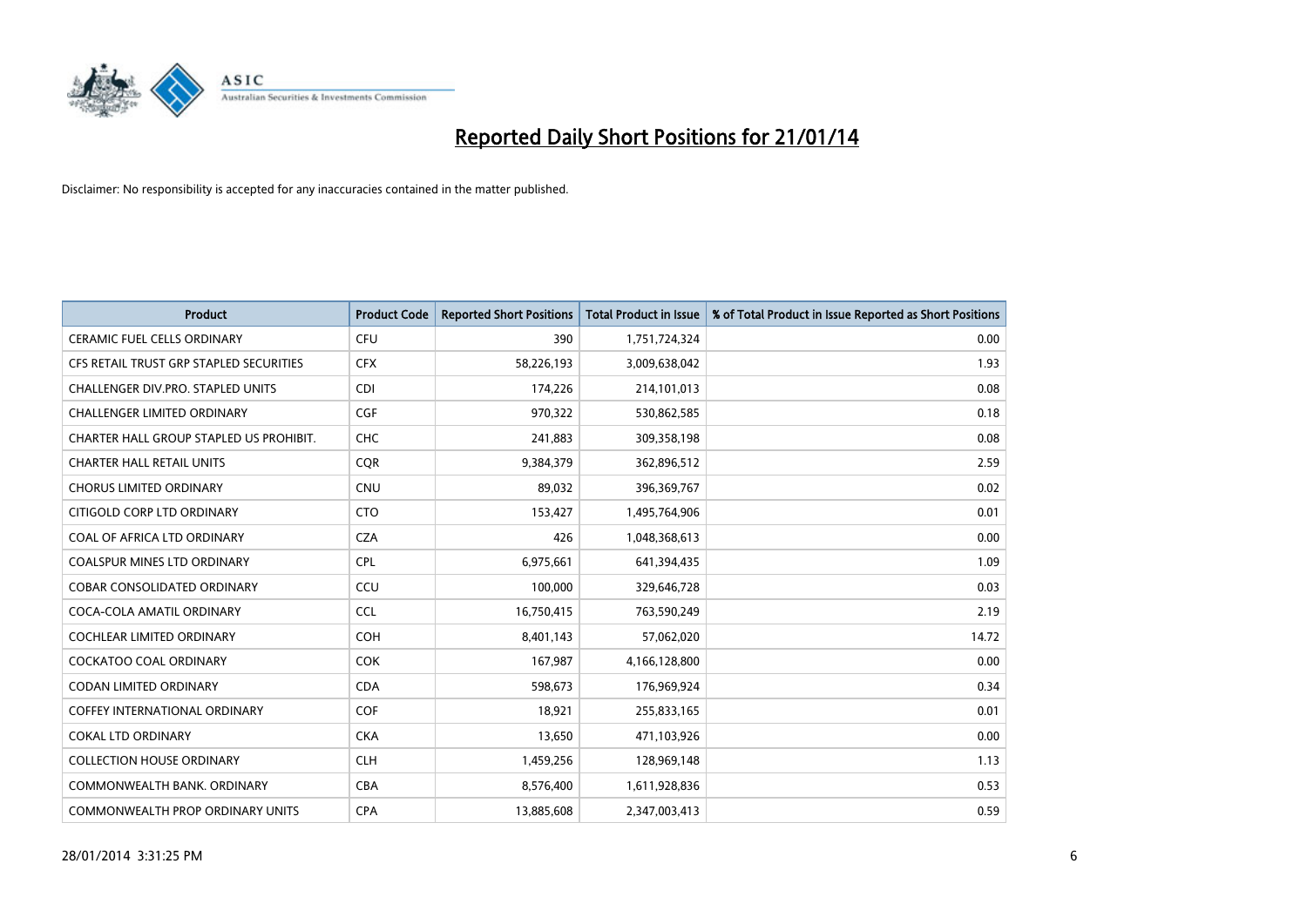# Reported Daily Short Positions for 21/01/14

Disclaimer: No responsibility is accepted for any inaccuracies contained in the matter published.

| Product | Product Code | Reported Short Positions | Total Product in Issue | % of Total Product in Issue Reported as Short Positions |
|---|---|---|---|---|
| CERAMIC FUEL CELLS ORDINARY | CFU | 390 | 1,751,724,324 | 0.00 |
| CFS RETAIL TRUST GRP STAPLED SECURITIES | CFX | 58,226,193 | 3,009,638,042 | 1.93 |
| CHALLENGER DIV.PRO. STAPLED UNITS | CDI | 174,226 | 214,101,013 | 0.08 |
| CHALLENGER LIMITED ORDINARY | CGF | 970,322 | 530,862,585 | 0.18 |
| CHARTER HALL GROUP STAPLED US PROHIBIT. | CHC | 241,883 | 309,358,198 | 0.08 |
| CHARTER HALL RETAIL UNITS | CQR | 9,384,379 | 362,896,512 | 2.59 |
| CHORUS LIMITED ORDINARY | CNU | 89,032 | 396,369,767 | 0.02 |
| CITIGOLD CORP LTD ORDINARY | CTO | 153,427 | 1,495,764,906 | 0.01 |
| COAL OF AFRICA LTD ORDINARY | CZA | 426 | 1,048,368,613 | 0.00 |
| COALSPUR MINES LTD ORDINARY | CPL | 6,975,661 | 641,394,435 | 1.09 |
| COBAR CONSOLIDATED ORDINARY | CCU | 100,000 | 329,646,728 | 0.03 |
| COCA-COLA AMATIL ORDINARY | CCL | 16,750,415 | 763,590,249 | 2.19 |
| COCHLEAR LIMITED ORDINARY | COH | 8,401,143 | 57,062,020 | 14.72 |
| COCKATOO COAL ORDINARY | COK | 167,987 | 4,166,128,800 | 0.00 |
| CODAN LIMITED ORDINARY | CDA | 598,673 | 176,969,924 | 0.34 |
| COFFEY INTERNATIONAL ORDINARY | COF | 18,921 | 255,833,165 | 0.01 |
| COKAL LTD ORDINARY | CKA | 13,650 | 471,103,926 | 0.00 |
| COLLECTION HOUSE ORDINARY | CLH | 1,459,256 | 128,969,148 | 1.13 |
| COMMONWEALTH BANK. ORDINARY | CBA | 8,576,400 | 1,611,928,836 | 0.53 |
| COMMONWEALTH PROP ORDINARY UNITS | CPA | 13,885,608 | 2,347,003,413 | 0.59 |

28/01/2014 3:31:25 PM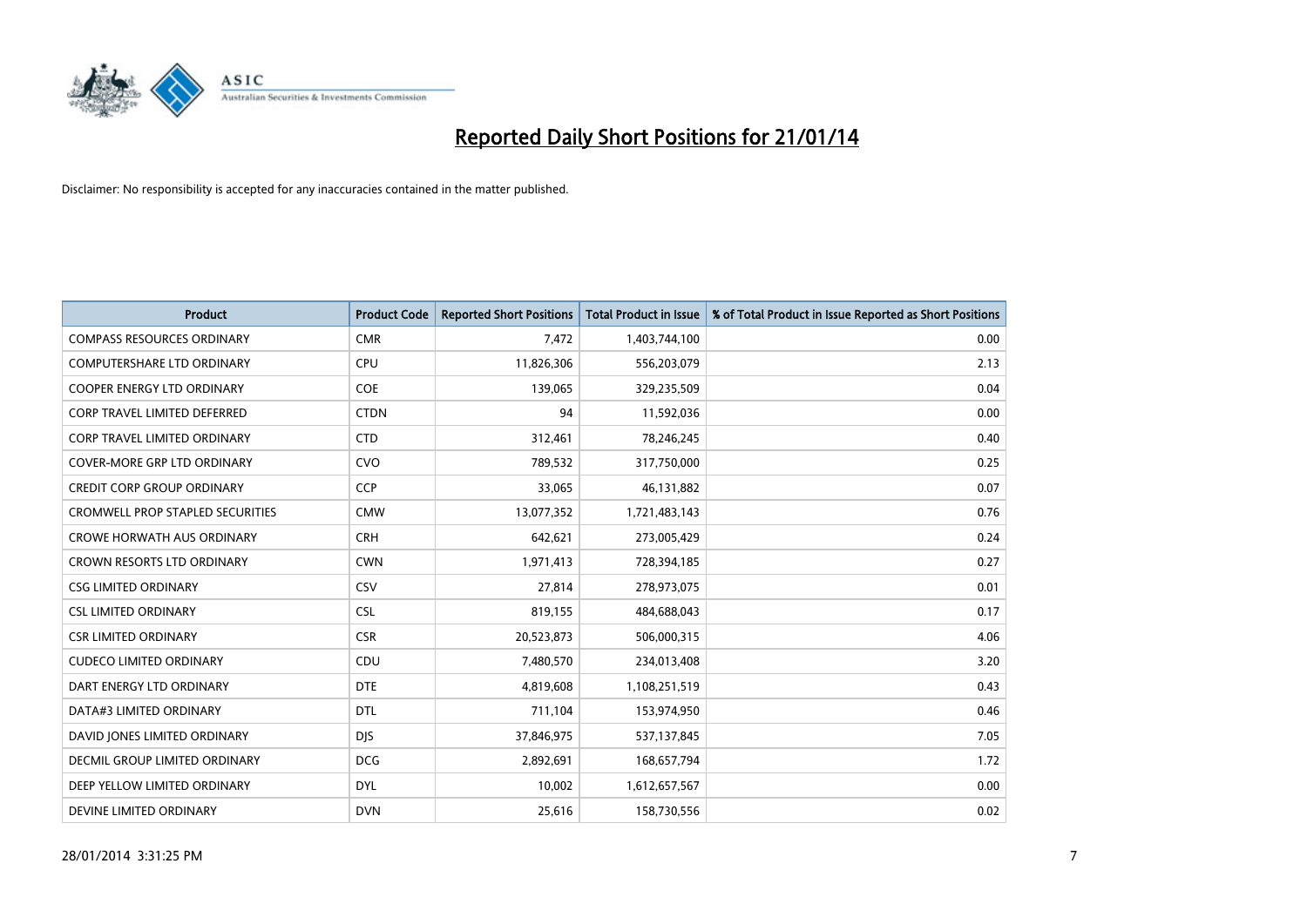# Reported Daily Short Positions for 21/01/14

Disclaimer: No responsibility is accepted for any inaccuracies contained in the matter published.

| Product | Product Code | Reported Short Positions | Total Product in Issue | % of Total Product in Issue Reported as Short Positions |
|---|---|---|---|---|
| COMPASS RESOURCES ORDINARY | CMR | 7,472 | 1,403,744,100 | 0.00 |
| COMPUTERSHARE LTD ORDINARY | CPU | 11,826,306 | 556,203,079 | 2.13 |
| COOPER ENERGY LTD ORDINARY | COE | 139,065 | 329,235,509 | 0.04 |
| CORP TRAVEL LIMITED DEFERRED | CTDN | 94 | 11,592,036 | 0.00 |
| CORP TRAVEL LIMITED ORDINARY | CTD | 312,461 | 78,246,245 | 0.40 |
| COVER-MORE GRP LTD ORDINARY | CVO | 789,532 | 317,750,000 | 0.25 |
| CREDIT CORP GROUP ORDINARY | CCP | 33,065 | 46,131,882 | 0.07 |
| CROMWELL PROP STAPLED SECURITIES | CMW | 13,077,352 | 1,721,483,143 | 0.76 |
| CROWE HORWATH AUS ORDINARY | CRH | 642,621 | 273,005,429 | 0.24 |
| CROWN RESORTS LTD ORDINARY | CWN | 1,971,413 | 728,394,185 | 0.27 |
| CSG LIMITED ORDINARY | CSV | 27,814 | 278,973,075 | 0.01 |
| CSL LIMITED ORDINARY | CSL | 819,155 | 484,688,043 | 0.17 |
| CSR LIMITED ORDINARY | CSR | 20,523,873 | 506,000,315 | 4.06 |
| CUDECO LIMITED ORDINARY | CDU | 7,480,570 | 234,013,408 | 3.20 |
| DART ENERGY LTD ORDINARY | DTE | 4,819,608 | 1,108,251,519 | 0.43 |
| DATA#3 LIMITED ORDINARY | DTL | 711,104 | 153,974,950 | 0.46 |
| DAVID JONES LIMITED ORDINARY | DJS | 37,846,975 | 537,137,845 | 7.05 |
| DECMIL GROUP LIMITED ORDINARY | DCG | 2,892,691 | 168,657,794 | 1.72 |
| DEEP YELLOW LIMITED ORDINARY | DYL | 10,002 | 1,612,657,567 | 0.00 |
| DEVINE LIMITED ORDINARY | DVN | 25,616 | 158,730,556 | 0.02 |

28/01/2014 3:31:25 PM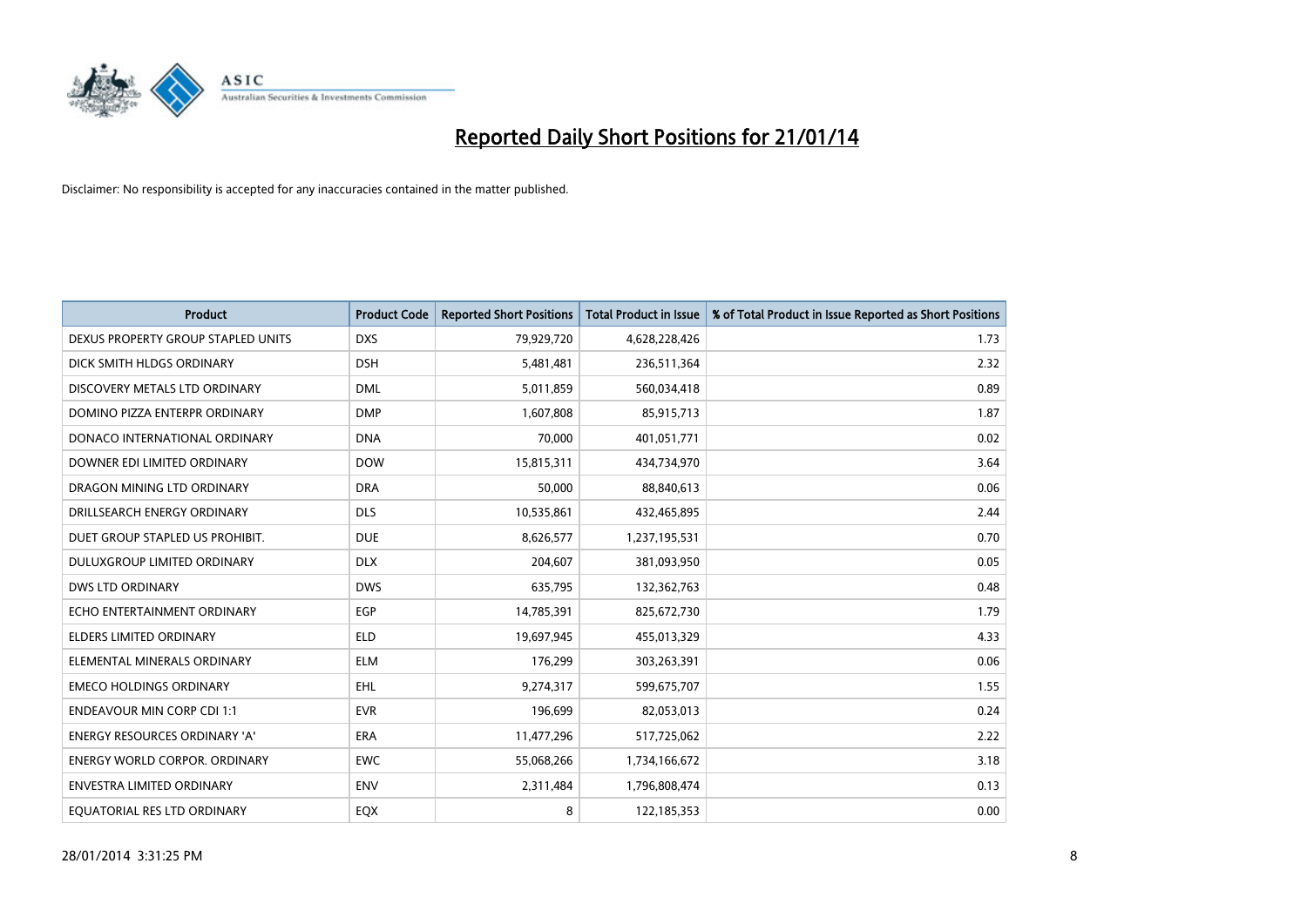# Reported Daily Short Positions for 21/01/14

Disclaimer: No responsibility is accepted for any inaccuracies contained in the matter published.

| Product | Product Code | Reported Short Positions | Total Product in Issue | % of Total Product in Issue Reported as Short Positions |
|---|---|---|---|---|
| DEXUS PROPERTY GROUP STAPLED UNITS | DXS | 79,929,720 | 4,628,228,426 | 1.73 |
| DICK SMITH HLDGS ORDINARY | DSH | 5,481,481 | 236,511,364 | 2.32 |
| DISCOVERY METALS LTD ORDINARY | DML | 5,011,859 | 560,034,418 | 0.89 |
| DOMINO PIZZA ENTERPR ORDINARY | DMP | 1,607,808 | 85,915,713 | 1.87 |
| DONACO INTERNATIONAL ORDINARY | DNA | 70,000 | 401,051,771 | 0.02 |
| DOWNER EDI LIMITED ORDINARY | DOW | 15,815,311 | 434,734,970 | 3.64 |
| DRAGON MINING LTD ORDINARY | DRA | 50,000 | 88,840,613 | 0.06 |
| DRILLSEARCH ENERGY ORDINARY | DLS | 10,535,861 | 432,465,895 | 2.44 |
| DUET GROUP STAPLED US PROHIBIT. | DUE | 8,626,577 | 1,237,195,531 | 0.70 |
| DULUXGROUP LIMITED ORDINARY | DLX | 204,607 | 381,093,950 | 0.05 |
| DWS LTD ORDINARY | DWS | 635,795 | 132,362,763 | 0.48 |
| ECHO ENTERTAINMENT ORDINARY | EGP | 14,785,391 | 825,672,730 | 1.79 |
| ELDERS LIMITED ORDINARY | ELD | 19,697,945 | 455,013,329 | 4.33 |
| ELEMENTAL MINERALS ORDINARY | ELM | 176,299 | 303,263,391 | 0.06 |
| EMECO HOLDINGS ORDINARY | EHL | 9,274,317 | 599,675,707 | 1.55 |
| ENDEAVOUR MIN CORP CDI 1:1 | EVR | 196,699 | 82,053,013 | 0.24 |
| ENERGY RESOURCES ORDINARY 'A' | ERA | 11,477,296 | 517,725,062 | 2.22 |
| ENERGY WORLD CORPOR. ORDINARY | EWC | 55,068,266 | 1,734,166,672 | 3.18 |
| ENVESTRA LIMITED ORDINARY | ENV | 2,311,484 | 1,796,808,474 | 0.13 |
| EQUATORIAL RES LTD ORDINARY | EQX | 8 | 122,185,353 | 0.00 |

28/01/2014 3:31:25 PM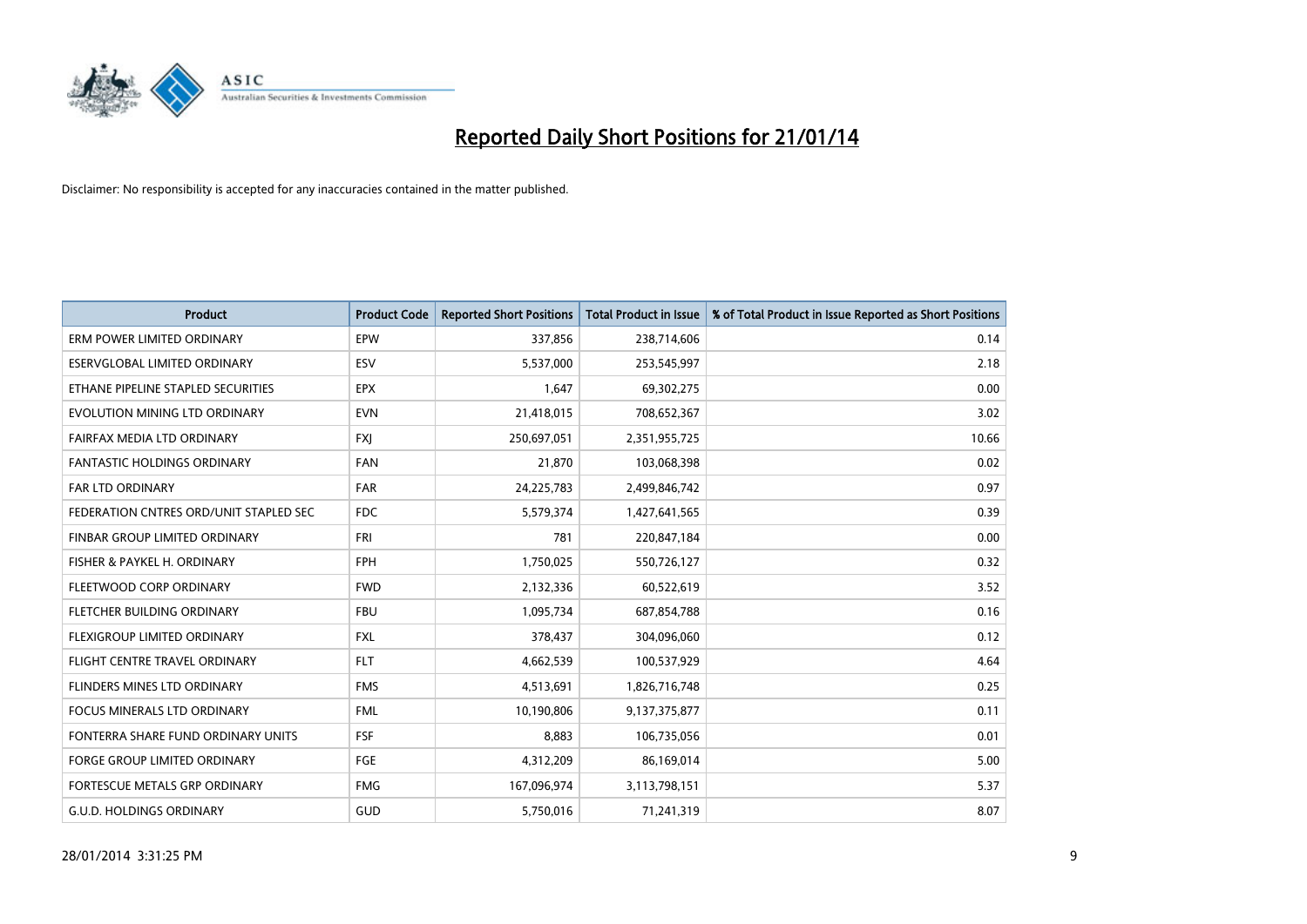# Reported Daily Short Positions for 21/01/14

Disclaimer: No responsibility is accepted for any inaccuracies contained in the matter published.

| Product | Product Code | Reported Short Positions | Total Product in Issue | % of Total Product in Issue Reported as Short Positions |
|---|---|---|---|---|
| ERM POWER LIMITED ORDINARY | EPW | 337,856 | 238,714,606 | 0.14 |
| ESERVGLOBAL LIMITED ORDINARY | ESV | 5,537,000 | 253,545,997 | 2.18 |
| ETHANE PIPELINE STAPLED SECURITIES | EPX | 1,647 | 69,302,275 | 0.00 |
| EVOLUTION MINING LTD ORDINARY | EVN | 21,418,015 | 708,652,367 | 3.02 |
| FAIRFAX MEDIA LTD ORDINARY | FXJ | 250,697,051 | 2,351,955,725 | 10.66 |
| FANTASTIC HOLDINGS ORDINARY | FAN | 21,870 | 103,068,398 | 0.02 |
| FAR LTD ORDINARY | FAR | 24,225,783 | 2,499,846,742 | 0.97 |
| FEDERATION CNTRES ORD/UNIT STAPLED SEC | FDC | 5,579,374 | 1,427,641,565 | 0.39 |
| FINBAR GROUP LIMITED ORDINARY | FRI | 781 | 220,847,184 | 0.00 |
| FISHER & PAYKEL H. ORDINARY | FPH | 1,750,025 | 550,726,127 | 0.32 |
| FLEETWOOD CORP ORDINARY | FWD | 2,132,336 | 60,522,619 | 3.52 |
| FLETCHER BUILDING ORDINARY | FBU | 1,095,734 | 687,854,788 | 0.16 |
| FLEXIGROUP LIMITED ORDINARY | FXL | 378,437 | 304,096,060 | 0.12 |
| FLIGHT CENTRE TRAVEL ORDINARY | FLT | 4,662,539 | 100,537,929 | 4.64 |
| FLINDERS MINES LTD ORDINARY | FMS | 4,513,691 | 1,826,716,748 | 0.25 |
| FOCUS MINERALS LTD ORDINARY | FML | 10,190,806 | 9,137,375,877 | 0.11 |
| FONTERRA SHARE FUND ORDINARY UNITS | FSF | 8,883 | 106,735,056 | 0.01 |
| FORGE GROUP LIMITED ORDINARY | FGE | 4,312,209 | 86,169,014 | 5.00 |
| FORTESCUE METALS GRP ORDINARY | FMG | 167,096,974 | 3,113,798,151 | 5.37 |
| G.U.D. HOLDINGS ORDINARY | GUD | 5,750,016 | 71,241,319 | 8.07 |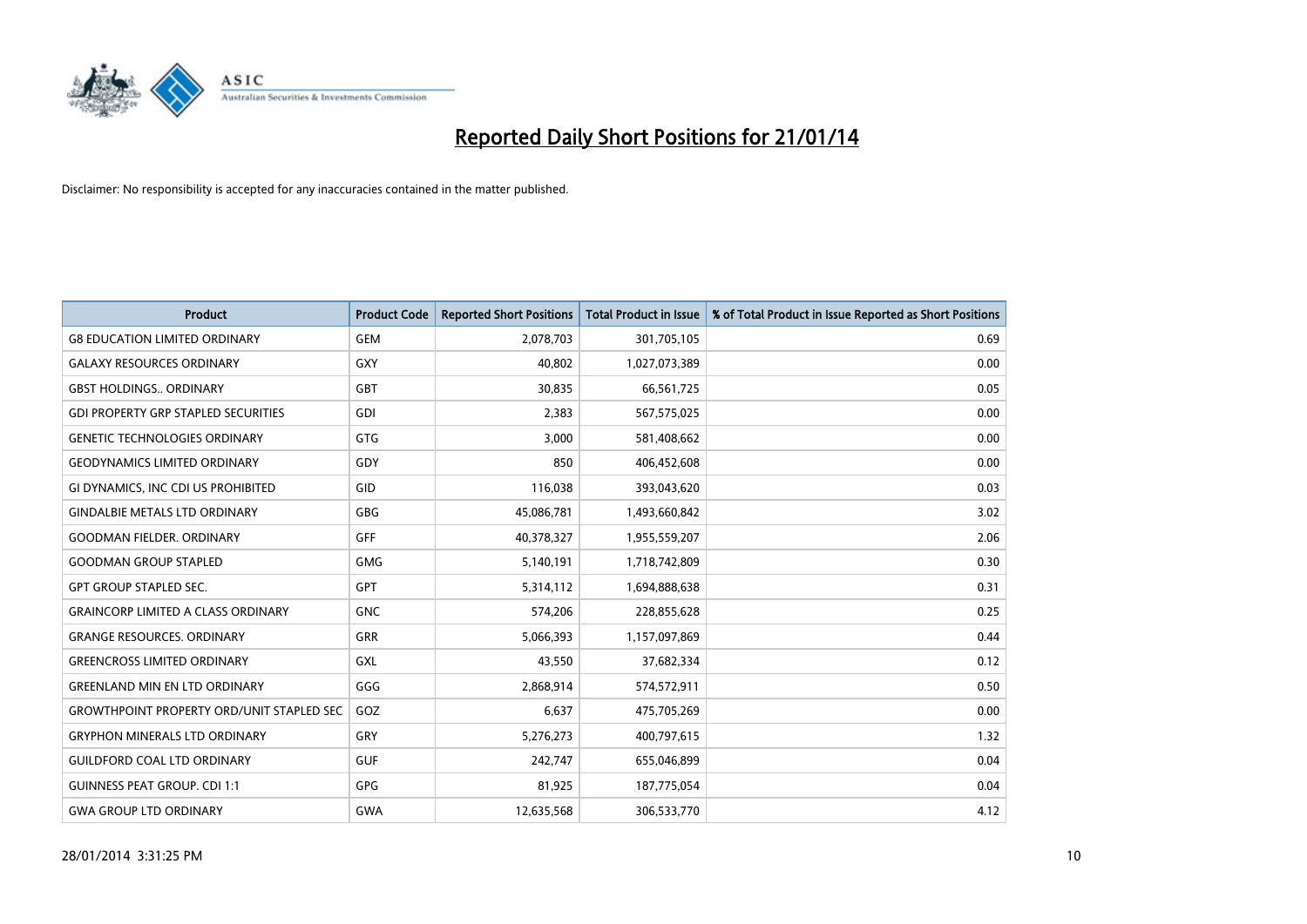# Reported Daily Short Positions for 21/01/14

Disclaimer: No responsibility is accepted for any inaccuracies contained in the matter published.

| Product | Product Code | Reported Short Positions | Total Product in Issue | % of Total Product in Issue Reported as Short Positions |
|---|---|---|---|---|
| G8 EDUCATION LIMITED ORDINARY | GEM | 2,078,703 | 301,705,105 | 0.69 |
| GALAXY RESOURCES ORDINARY | GXY | 40,802 | 1,027,073,389 | 0.00 |
| GBST HOLDINGS.. ORDINARY | GBT | 30,835 | 66,561,725 | 0.05 |
| GDI PROPERTY GRP STAPLED SECURITIES | GDI | 2,383 | 567,575,025 | 0.00 |
| GENETIC TECHNOLOGIES ORDINARY | GTG | 3,000 | 581,408,662 | 0.00 |
| GEODYNAMICS LIMITED ORDINARY | GDY | 850 | 406,452,608 | 0.00 |
| GI DYNAMICS, INC CDI US PROHIBITED | GID | 116,038 | 393,043,620 | 0.03 |
| GINDALBIE METALS LTD ORDINARY | GBG | 45,086,781 | 1,493,660,842 | 3.02 |
| GOODMAN FIELDER. ORDINARY | GFF | 40,378,327 | 1,955,559,207 | 2.06 |
| GOODMAN GROUP STAPLED | GMG | 5,140,191 | 1,718,742,809 | 0.30 |
| GPT GROUP STAPLED SEC. | GPT | 5,314,112 | 1,694,888,638 | 0.31 |
| GRAINCORP LIMITED A CLASS ORDINARY | GNC | 574,206 | 228,855,628 | 0.25 |
| GRANGE RESOURCES. ORDINARY | GRR | 5,066,393 | 1,157,097,869 | 0.44 |
| GREENCROSS LIMITED ORDINARY | GXL | 43,550 | 37,682,334 | 0.12 |
| GREENLAND MIN EN LTD ORDINARY | GGG | 2,868,914 | 574,572,911 | 0.50 |
| GROWTHPOINT PROPERTY ORD/UNIT STAPLED SEC | GOZ | 6,637 | 475,705,269 | 0.00 |
| GRYPHON MINERALS LTD ORDINARY | GRY | 5,276,273 | 400,797,615 | 1.32 |
| GUILDFORD COAL LTD ORDINARY | GUF | 242,747 | 655,046,899 | 0.04 |
| GUINNESS PEAT GROUP. CDI 1:1 | GPG | 81,925 | 187,775,054 | 0.04 |
| GWA GROUP LTD ORDINARY | GWA | 12,635,568 | 306,533,770 | 4.12 |

28/01/2014 3:31:25 PM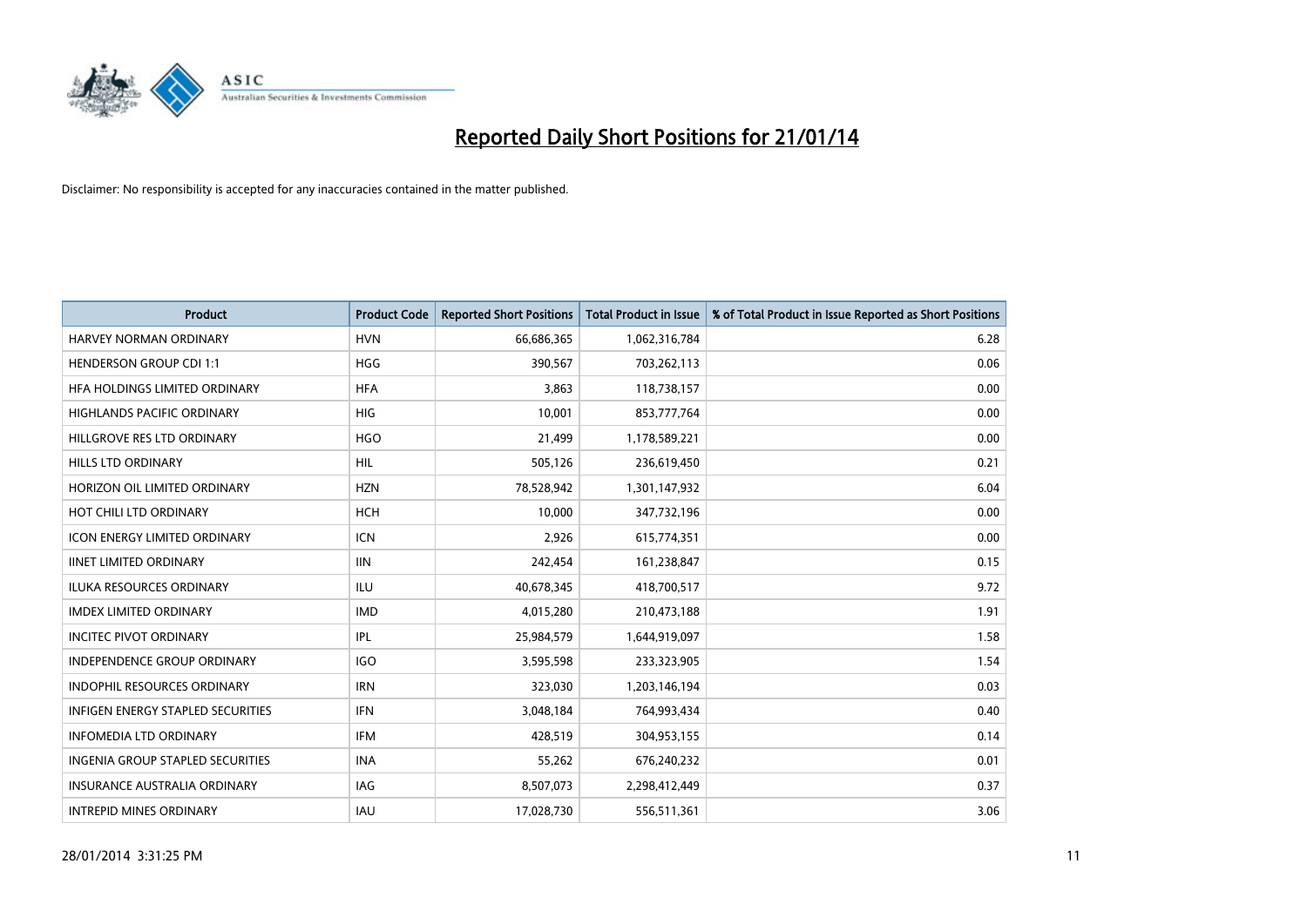# Reported Daily Short Positions for 21/01/14

Disclaimer: No responsibility is accepted for any inaccuracies contained in the matter published.

| Product | Product Code | Reported Short Positions | Total Product in Issue | % of Total Product in Issue Reported as Short Positions |
|---|---|---|---|---|
| HARVEY NORMAN ORDINARY | HVN | 66,686,365 | 1,062,316,784 | 6.28 |
| HENDERSON GROUP CDI 1:1 | HGG | 390,567 | 703,262,113 | 0.06 |
| HFA HOLDINGS LIMITED ORDINARY | HFA | 3,863 | 118,738,157 | 0.00 |
| HIGHLANDS PACIFIC ORDINARY | HIG | 10,001 | 853,777,764 | 0.00 |
| HILLGROVE RES LTD ORDINARY | HGO | 21,499 | 1,178,589,221 | 0.00 |
| HILLS LTD ORDINARY | HIL | 505,126 | 236,619,450 | 0.21 |
| HORIZON OIL LIMITED ORDINARY | HZN | 78,528,942 | 1,301,147,932 | 6.04 |
| HOT CHILI LTD ORDINARY | HCH | 10,000 | 347,732,196 | 0.00 |
| ICON ENERGY LIMITED ORDINARY | ICN | 2,926 | 615,774,351 | 0.00 |
| IINET LIMITED ORDINARY | IIN | 242,454 | 161,238,847 | 0.15 |
| ILUKA RESOURCES ORDINARY | ILU | 40,678,345 | 418,700,517 | 9.72 |
| IMDEX LIMITED ORDINARY | IMD | 4,015,280 | 210,473,188 | 1.91 |
| INCITEC PIVOT ORDINARY | IPL | 25,984,579 | 1,644,919,097 | 1.58 |
| INDEPENDENCE GROUP ORDINARY | IGO | 3,595,598 | 233,323,905 | 1.54 |
| INDOPHIL RESOURCES ORDINARY | IRN | 323,030 | 1,203,146,194 | 0.03 |
| INFIGEN ENERGY STAPLED SECURITIES | IFN | 3,048,184 | 764,993,434 | 0.40 |
| INFOMEDIA LTD ORDINARY | IFM | 428,519 | 304,953,155 | 0.14 |
| INGENIA GROUP STAPLED SECURITIES | INA | 55,262 | 676,240,232 | 0.01 |
| INSURANCE AUSTRALIA ORDINARY | IAG | 8,507,073 | 2,298,412,449 | 0.37 |
| INTREPID MINES ORDINARY | IAU | 17,028,730 | 556,511,361 | 3.06 |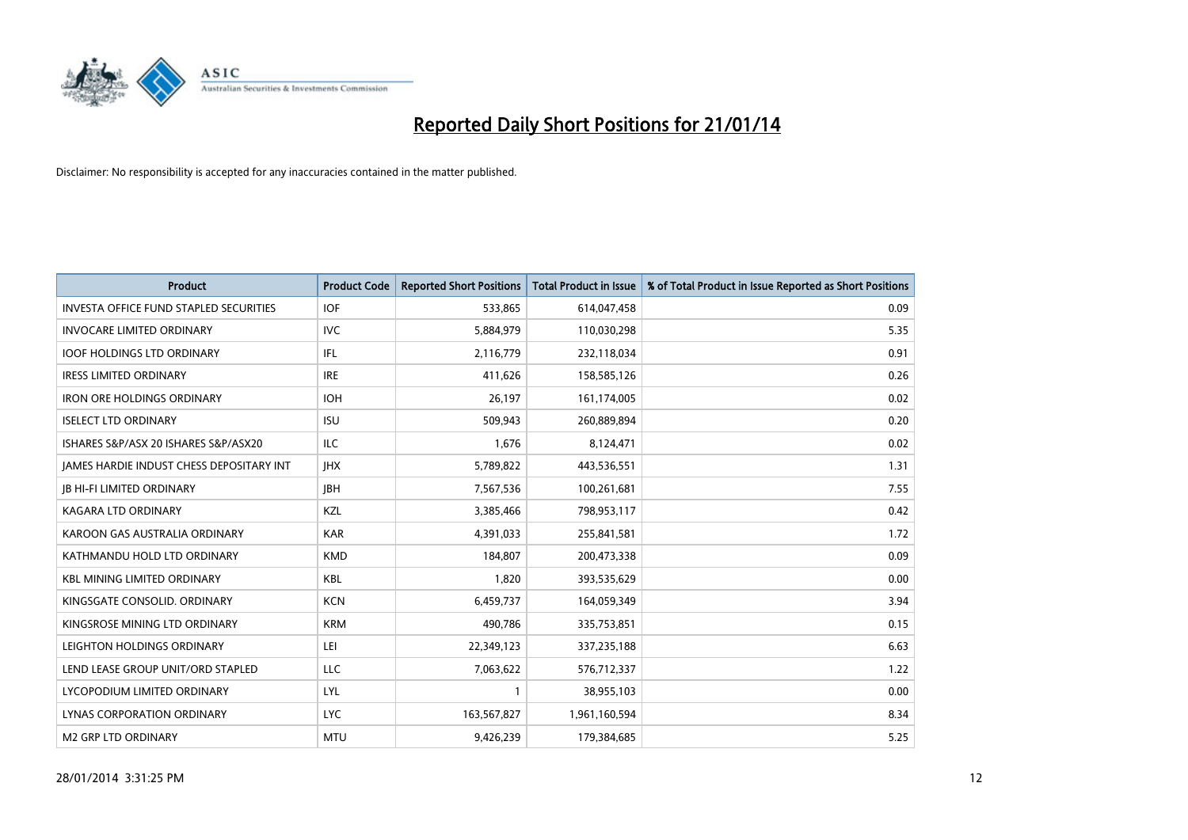# Reported Daily Short Positions for 21/01/14

Disclaimer: No responsibility is accepted for any inaccuracies contained in the matter published.

| Product | Product Code | Reported Short Positions | Total Product in Issue | % of Total Product in Issue Reported as Short Positions |
|---|---|---|---|---|
| INVESTA OFFICE FUND STAPLED SECURITIES | IOF | 533,865 | 614,047,458 | 0.09 |
| INVOCARE LIMITED ORDINARY | IVC | 5,884,979 | 110,030,298 | 5.35 |
| IOOF HOLDINGS LTD ORDINARY | IFL | 2,116,779 | 232,118,034 | 0.91 |
| IRESS LIMITED ORDINARY | IRE | 411,626 | 158,585,126 | 0.26 |
| IRON ORE HOLDINGS ORDINARY | IOH | 26,197 | 161,174,005 | 0.02 |
| ISELECT LTD ORDINARY | ISU | 509,943 | 260,889,894 | 0.20 |
| ISHARES S&P/ASX 20 ISHARES S&P/ASX20 | ILC | 1,676 | 8,124,471 | 0.02 |
| JAMES HARDIE INDUST CHESS DEPOSITARY INT | JHX | 5,789,822 | 443,536,551 | 1.31 |
| JB HI-FI LIMITED ORDINARY | JBH | 7,567,536 | 100,261,681 | 7.55 |
| KAGARA LTD ORDINARY | KZL | 3,385,466 | 798,953,117 | 0.42 |
| KAROON GAS AUSTRALIA ORDINARY | KAR | 4,391,033 | 255,841,581 | 1.72 |
| KATHMANDU HOLD LTD ORDINARY | KMD | 184,807 | 200,473,338 | 0.09 |
| KBL MINING LIMITED ORDINARY | KBL | 1,820 | 393,535,629 | 0.00 |
| KINGSGATE CONSOLID. ORDINARY | KCN | 6,459,737 | 164,059,349 | 3.94 |
| KINGSROSE MINING LTD ORDINARY | KRM | 490,786 | 335,753,851 | 0.15 |
| LEIGHTON HOLDINGS ORDINARY | LEI | 22,349,123 | 337,235,188 | 6.63 |
| LEND LEASE GROUP UNIT/ORD STAPLED | LLC | 7,063,622 | 576,712,337 | 1.22 |
| LYCOPODIUM LIMITED ORDINARY | LYL | 1 | 38,955,103 | 0.00 |
| LYNAS CORPORATION ORDINARY | LYC | 163,567,827 | 1,961,160,594 | 8.34 |
| M2 GRP LTD ORDINARY | MTU | 9,426,239 | 179,384,685 | 5.25 |

28/01/2014 3:31:25 PM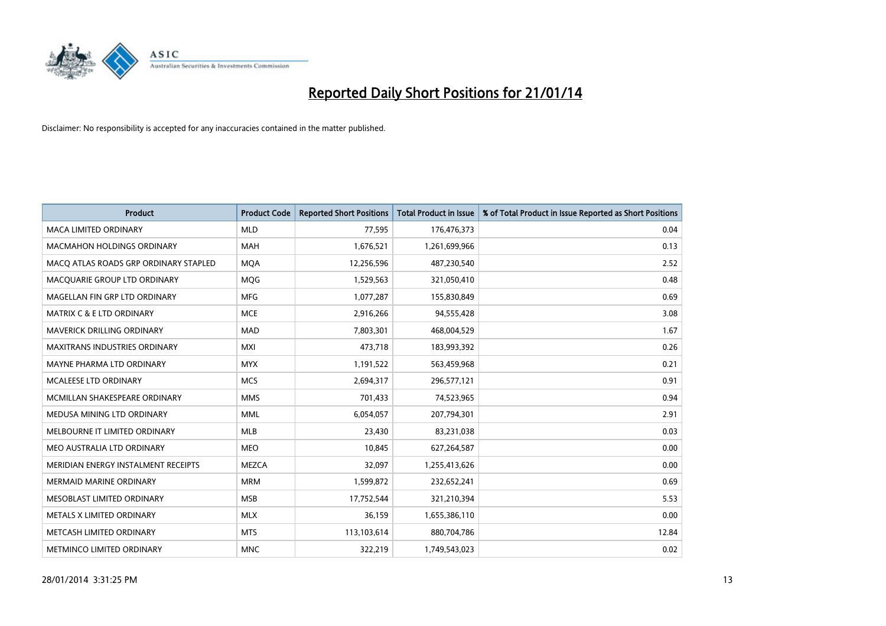# Reported Daily Short Positions for 21/01/14

Disclaimer: No responsibility is accepted for any inaccuracies contained in the matter published.

| Product | Product Code | Reported Short Positions | Total Product in Issue | % of Total Product in Issue Reported as Short Positions |
|---|---|---|---|---|
| MACA LIMITED ORDINARY | MLD | 77,595 | 176,476,373 | 0.04 |
| MACMAHON HOLDINGS ORDINARY | MAH | 1,676,521 | 1,261,699,966 | 0.13 |
| MACQ ATLAS ROADS GRP ORDINARY STAPLED | MQA | 12,256,596 | 487,230,540 | 2.52 |
| MACQUARIE GROUP LTD ORDINARY | MQG | 1,529,563 | 321,050,410 | 0.48 |
| MAGELLAN FIN GRP LTD ORDINARY | MFG | 1,077,287 | 155,830,849 | 0.69 |
| MATRIX C & E LTD ORDINARY | MCE | 2,916,266 | 94,555,428 | 3.08 |
| MAVERICK DRILLING ORDINARY | MAD | 7,803,301 | 468,004,529 | 1.67 |
| MAXITRANS INDUSTRIES ORDINARY | MXI | 473,718 | 183,993,392 | 0.26 |
| MAYNE PHARMA LTD ORDINARY | MYX | 1,191,522 | 563,459,968 | 0.21 |
| MCALEESE LTD ORDINARY | MCS | 2,694,317 | 296,577,121 | 0.91 |
| MCMILLAN SHAKESPEARE ORDINARY | MMS | 701,433 | 74,523,965 | 0.94 |
| MEDUSA MINING LTD ORDINARY | MML | 6,054,057 | 207,794,301 | 2.91 |
| MELBOURNE IT LIMITED ORDINARY | MLB | 23,430 | 83,231,038 | 0.03 |
| MEO AUSTRALIA LTD ORDINARY | MEO | 10,845 | 627,264,587 | 0.00 |
| MERIDIAN ENERGY INSTALMENT RECEIPTS | MEZCA | 32,097 | 1,255,413,626 | 0.00 |
| MERMAID MARINE ORDINARY | MRM | 1,599,872 | 232,652,241 | 0.69 |
| MESOBLAST LIMITED ORDINARY | MSB | 17,752,544 | 321,210,394 | 5.53 |
| METALS X LIMITED ORDINARY | MLX | 36,159 | 1,655,386,110 | 0.00 |
| METCASH LIMITED ORDINARY | MTS | 113,103,614 | 880,704,786 | 12.84 |
| METMINCO LIMITED ORDINARY | MNC | 322,219 | 1,749,543,023 | 0.02 |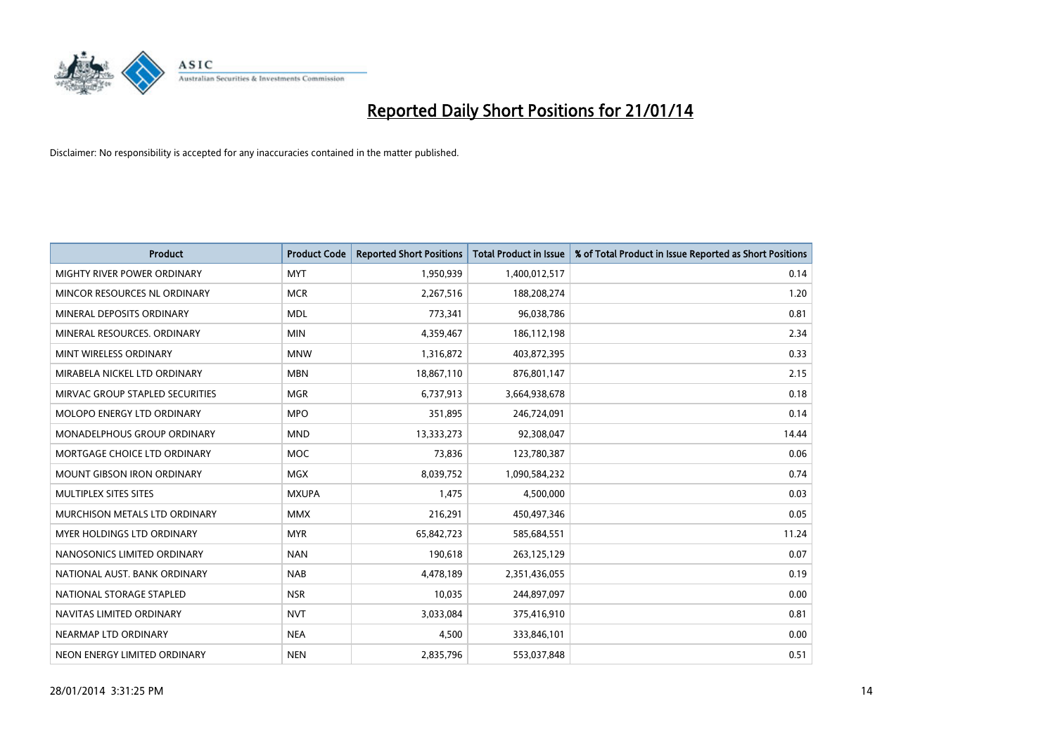# Reported Daily Short Positions for 21/01/14

Disclaimer: No responsibility is accepted for any inaccuracies contained in the matter published.

| Product | Product Code | Reported Short Positions | Total Product in Issue | % of Total Product in Issue Reported as Short Positions |
|---|---|---|---|---|
| MIGHTY RIVER POWER ORDINARY | MYT | 1,950,939 | 1,400,012,517 | 0.14 |
| MINCOR RESOURCES NL ORDINARY | MCR | 2,267,516 | 188,208,274 | 1.20 |
| MINERAL DEPOSITS ORDINARY | MDL | 773,341 | 96,038,786 | 0.81 |
| MINERAL RESOURCES. ORDINARY | MIN | 4,359,467 | 186,112,198 | 2.34 |
| MINT WIRELESS ORDINARY | MNW | 1,316,872 | 403,872,395 | 0.33 |
| MIRABELA NICKEL LTD ORDINARY | MBN | 18,867,110 | 876,801,147 | 2.15 |
| MIRVAC GROUP STAPLED SECURITIES | MGR | 6,737,913 | 3,664,938,678 | 0.18 |
| MOLOPO ENERGY LTD ORDINARY | MPO | 351,895 | 246,724,091 | 0.14 |
| MONADELPHOUS GROUP ORDINARY | MND | 13,333,273 | 92,308,047 | 14.44 |
| MORTGAGE CHOICE LTD ORDINARY | MOC | 73,836 | 123,780,387 | 0.06 |
| MOUNT GIBSON IRON ORDINARY | MGX | 8,039,752 | 1,090,584,232 | 0.74 |
| MULTIPLEX SITES SITES | MXUPA | 1,475 | 4,500,000 | 0.03 |
| MURCHISON METALS LTD ORDINARY | MMX | 216,291 | 450,497,346 | 0.05 |
| MYER HOLDINGS LTD ORDINARY | MYR | 65,842,723 | 585,684,551 | 11.24 |
| NANOSONICS LIMITED ORDINARY | NAN | 190,618 | 263,125,129 | 0.07 |
| NATIONAL AUST. BANK ORDINARY | NAB | 4,478,189 | 2,351,436,055 | 0.19 |
| NATIONAL STORAGE STAPLED | NSR | 10,035 | 244,897,097 | 0.00 |
| NAVITAS LIMITED ORDINARY | NVT | 3,033,084 | 375,416,910 | 0.81 |
| NEARMAP LTD ORDINARY | NEA | 4,500 | 333,846,101 | 0.00 |
| NEON ENERGY LIMITED ORDINARY | NEN | 2,835,796 | 553,037,848 | 0.51 |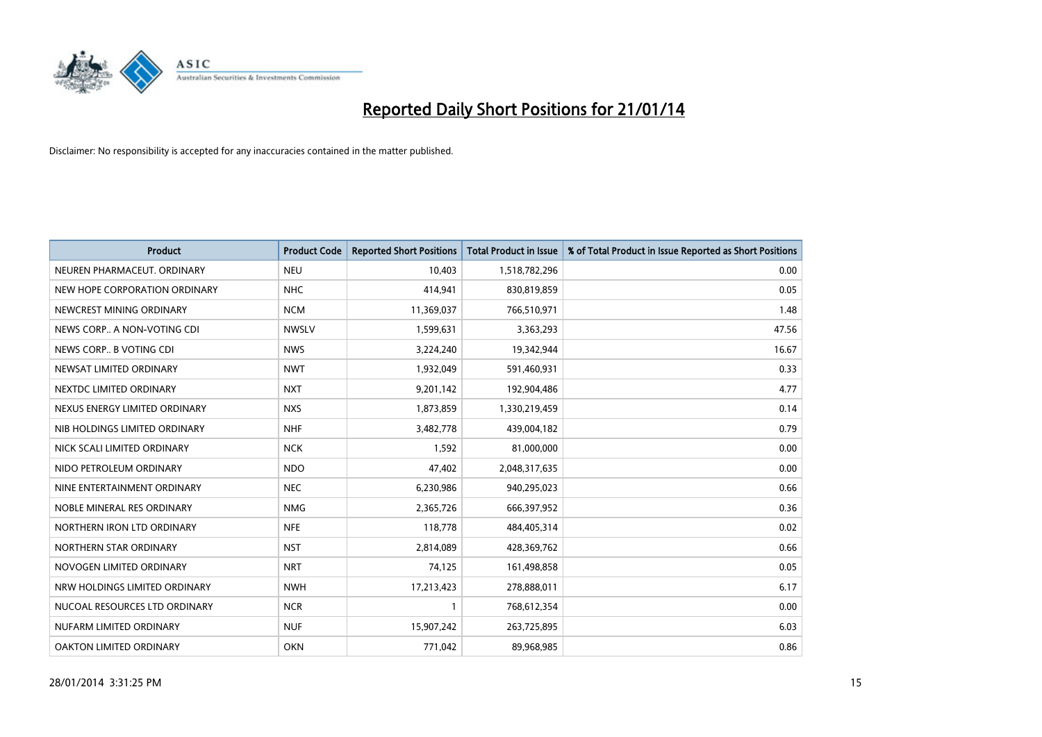# Reported Daily Short Positions for 21/01/14

Disclaimer: No responsibility is accepted for any inaccuracies contained in the matter published.

| Product | Product Code | Reported Short Positions | Total Product in Issue | % of Total Product in Issue Reported as Short Positions |
|---|---|---|---|---|
| NEUREN PHARMACEUT. ORDINARY | NEU | 10,403 | 1,518,782,296 | 0.00 |
| NEW HOPE CORPORATION ORDINARY | NHC | 414,941 | 830,819,859 | 0.05 |
| NEWCREST MINING ORDINARY | NCM | 11,369,037 | 766,510,971 | 1.48 |
| NEWS CORP.. A NON-VOTING CDI | NWSLV | 1,599,631 | 3,363,293 | 47.56 |
| NEWS CORP.. B VOTING CDI | NWS | 3,224,240 | 19,342,944 | 16.67 |
| NEWSAT LIMITED ORDINARY | NWT | 1,932,049 | 591,460,931 | 0.33 |
| NEXTDC LIMITED ORDINARY | NXT | 9,201,142 | 192,904,486 | 4.77 |
| NEXUS ENERGY LIMITED ORDINARY | NXS | 1,873,859 | 1,330,219,459 | 0.14 |
| NIB HOLDINGS LIMITED ORDINARY | NHF | 3,482,778 | 439,004,182 | 0.79 |
| NICK SCALI LIMITED ORDINARY | NCK | 1,592 | 81,000,000 | 0.00 |
| NIDO PETROLEUM ORDINARY | NDO | 47,402 | 2,048,317,635 | 0.00 |
| NINE ENTERTAINMENT ORDINARY | NEC | 6,230,986 | 940,295,023 | 0.66 |
| NOBLE MINERAL RES ORDINARY | NMG | 2,365,726 | 666,397,952 | 0.36 |
| NORTHERN IRON LTD ORDINARY | NFE | 118,778 | 484,405,314 | 0.02 |
| NORTHERN STAR ORDINARY | NST | 2,814,089 | 428,369,762 | 0.66 |
| NOVOGEN LIMITED ORDINARY | NRT | 74,125 | 161,498,858 | 0.05 |
| NRW HOLDINGS LIMITED ORDINARY | NWH | 17,213,423 | 278,888,011 | 6.17 |
| NUCOAL RESOURCES LTD ORDINARY | NCR | 1 | 768,612,354 | 0.00 |
| NUFARM LIMITED ORDINARY | NUF | 15,907,242 | 263,725,895 | 6.03 |
| OAKTON LIMITED ORDINARY | OKN | 771,042 | 89,968,985 | 0.86 |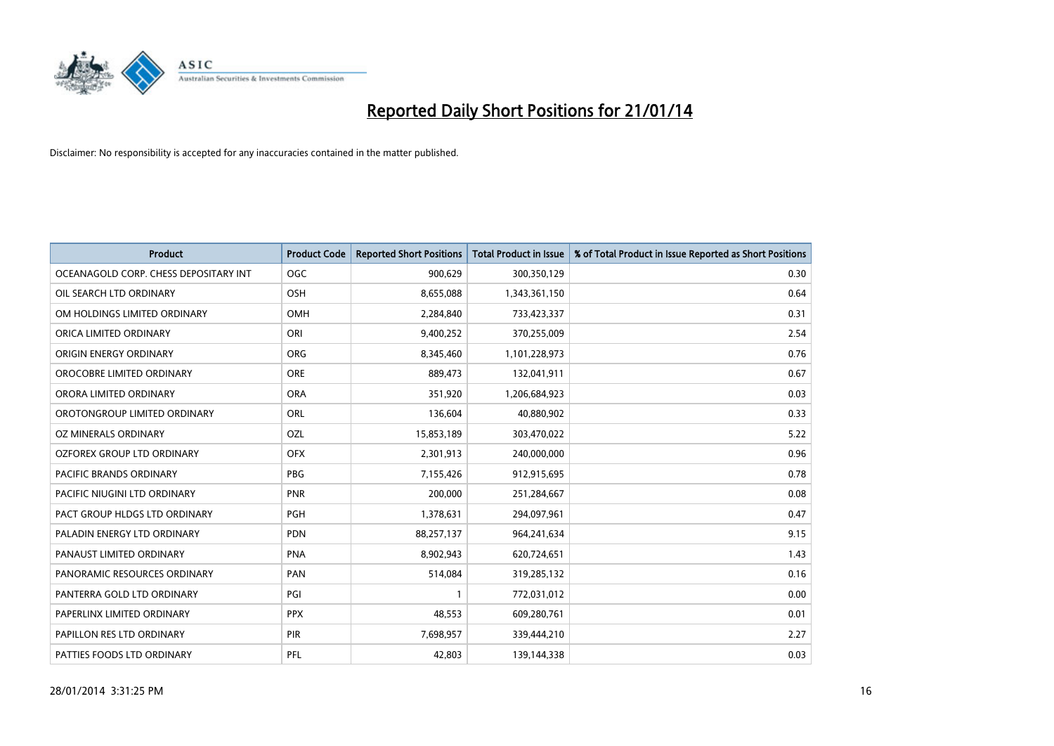# Reported Daily Short Positions for 21/01/14

Disclaimer: No responsibility is accepted for any inaccuracies contained in the matter published.

| Product | Product Code | Reported Short Positions | Total Product in Issue | % of Total Product in Issue Reported as Short Positions |
|---|---|---|---|---|
| OCEANAGOLD CORP. CHESS DEPOSITARY INT | OGC | 900,629 | 300,350,129 | 0.30 |
| OIL SEARCH LTD ORDINARY | OSH | 8,655,088 | 1,343,361,150 | 0.64 |
| OM HOLDINGS LIMITED ORDINARY | OMH | 2,284,840 | 733,423,337 | 0.31 |
| ORICA LIMITED ORDINARY | ORI | 9,400,252 | 370,255,009 | 2.54 |
| ORIGIN ENERGY ORDINARY | ORG | 8,345,460 | 1,101,228,973 | 0.76 |
| OROCOBRE LIMITED ORDINARY | ORE | 889,473 | 132,041,911 | 0.67 |
| ORORA LIMITED ORDINARY | ORA | 351,920 | 1,206,684,923 | 0.03 |
| OROTONGROUP LIMITED ORDINARY | ORL | 136,604 | 40,880,902 | 0.33 |
| OZ MINERALS ORDINARY | OZL | 15,853,189 | 303,470,022 | 5.22 |
| OZFOREX GROUP LTD ORDINARY | OFX | 2,301,913 | 240,000,000 | 0.96 |
| PACIFIC BRANDS ORDINARY | PBG | 7,155,426 | 912,915,695 | 0.78 |
| PACIFIC NIUGINI LTD ORDINARY | PNR | 200,000 | 251,284,667 | 0.08 |
| PACT GROUP HLDGS LTD ORDINARY | PGH | 1,378,631 | 294,097,961 | 0.47 |
| PALADIN ENERGY LTD ORDINARY | PDN | 88,257,137 | 964,241,634 | 9.15 |
| PANAUST LIMITED ORDINARY | PNA | 8,902,943 | 620,724,651 | 1.43 |
| PANORAMIC RESOURCES ORDINARY | PAN | 514,084 | 319,285,132 | 0.16 |
| PANTERRA GOLD LTD ORDINARY | PGI | 1 | 772,031,012 | 0.00 |
| PAPERLINX LIMITED ORDINARY | PPX | 48,553 | 609,280,761 | 0.01 |
| PAPILLON RES LTD ORDINARY | PIR | 7,698,957 | 339,444,210 | 2.27 |
| PATTIES FOODS LTD ORDINARY | PFL | 42,803 | 139,144,338 | 0.03 |

28/01/2014 3:31:25 PM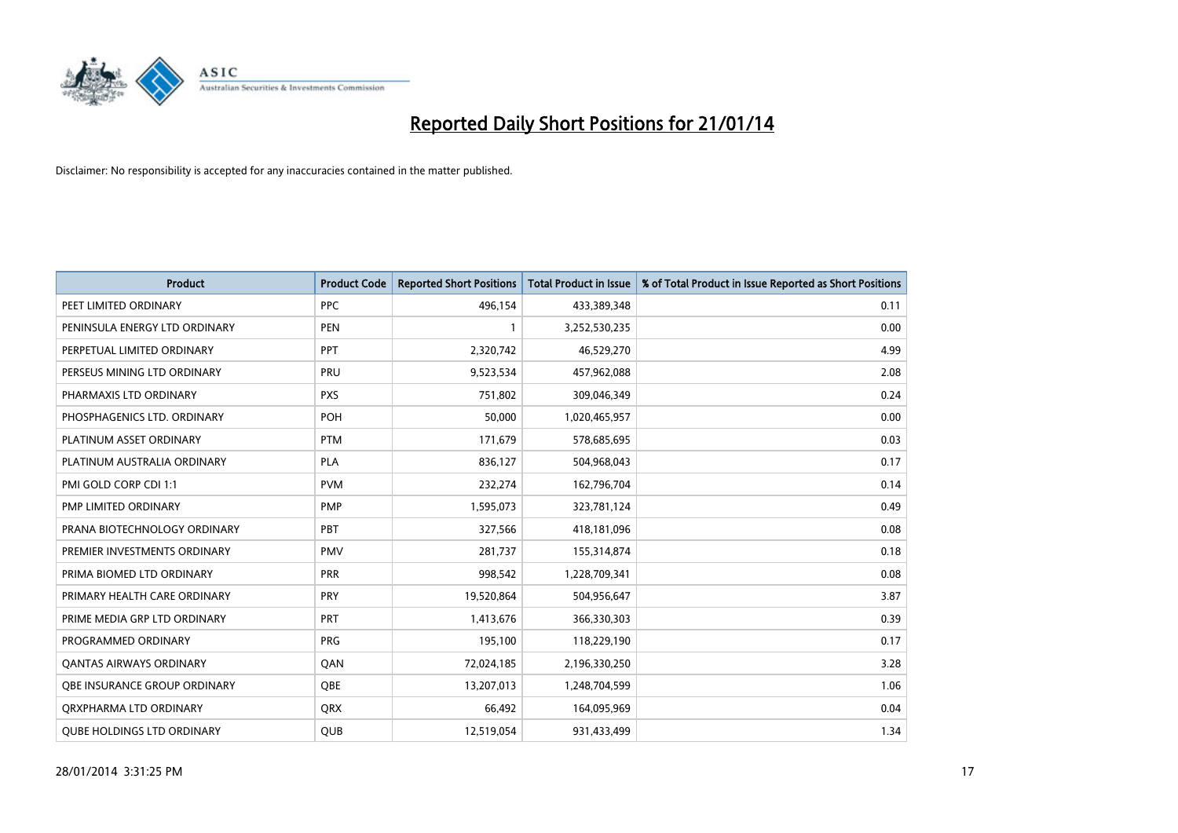# Reported Daily Short Positions for 21/01/14

Disclaimer: No responsibility is accepted for any inaccuracies contained in the matter published.

| Product | Product Code | Reported Short Positions | Total Product in Issue | % of Total Product in Issue Reported as Short Positions |
|---|---|---|---|---|
| PEET LIMITED ORDINARY | PPC | 496,154 | 433,389,348 | 0.11 |
| PENINSULA ENERGY LTD ORDINARY | PEN | 1 | 3,252,530,235 | 0.00 |
| PERPETUAL LIMITED ORDINARY | PPT | 2,320,742 | 46,529,270 | 4.99 |
| PERSEUS MINING LTD ORDINARY | PRU | 9,523,534 | 457,962,088 | 2.08 |
| PHARMAXIS LTD ORDINARY | PXS | 751,802 | 309,046,349 | 0.24 |
| PHOSPHAGENICS LTD. ORDINARY | POH | 50,000 | 1,020,465,957 | 0.00 |
| PLATINUM ASSET ORDINARY | PTM | 171,679 | 578,685,695 | 0.03 |
| PLATINUM AUSTRALIA ORDINARY | PLA | 836,127 | 504,968,043 | 0.17 |
| PMI GOLD CORP CDI 1:1 | PVM | 232,274 | 162,796,704 | 0.14 |
| PMP LIMITED ORDINARY | PMP | 1,595,073 | 323,781,124 | 0.49 |
| PRANA BIOTECHNOLOGY ORDINARY | PBT | 327,566 | 418,181,096 | 0.08 |
| PREMIER INVESTMENTS ORDINARY | PMV | 281,737 | 155,314,874 | 0.18 |
| PRIMA BIOMED LTD ORDINARY | PRR | 998,542 | 1,228,709,341 | 0.08 |
| PRIMARY HEALTH CARE ORDINARY | PRY | 19,520,864 | 504,956,647 | 3.87 |
| PRIME MEDIA GRP LTD ORDINARY | PRT | 1,413,676 | 366,330,303 | 0.39 |
| PROGRAMMED ORDINARY | PRG | 195,100 | 118,229,190 | 0.17 |
| QANTAS AIRWAYS ORDINARY | QAN | 72,024,185 | 2,196,330,250 | 3.28 |
| QBE INSURANCE GROUP ORDINARY | QBE | 13,207,013 | 1,248,704,599 | 1.06 |
| QRXPHARMA LTD ORDINARY | QRX | 66,492 | 164,095,969 | 0.04 |
| QUBE HOLDINGS LTD ORDINARY | QUB | 12,519,054 | 931,433,499 | 1.34 |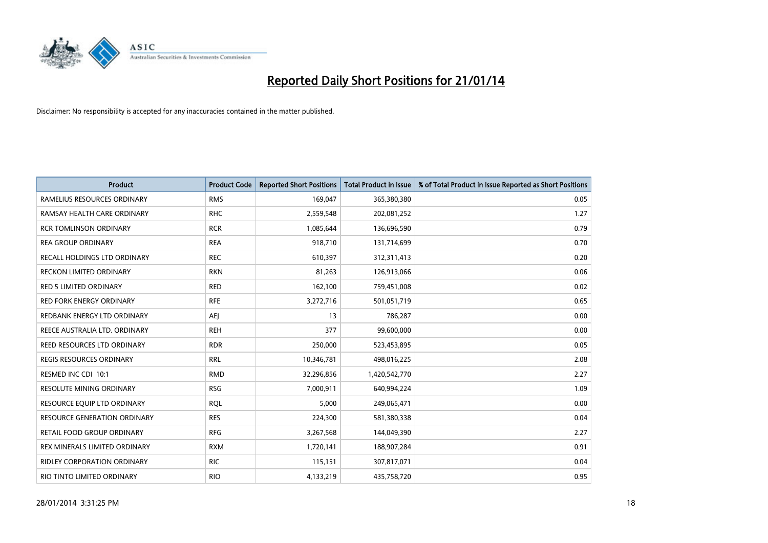# Reported Daily Short Positions for 21/01/14

Disclaimer: No responsibility is accepted for any inaccuracies contained in the matter published.

| Product | Product Code | Reported Short Positions | Total Product in Issue | % of Total Product in Issue Reported as Short Positions |
|---|---|---|---|---|
| RAMELIUS RESOURCES ORDINARY | RMS | 169,047 | 365,380,380 | 0.05 |
| RAMSAY HEALTH CARE ORDINARY | RHC | 2,559,548 | 202,081,252 | 1.27 |
| RCR TOMLINSON ORDINARY | RCR | 1,085,644 | 136,696,590 | 0.79 |
| REA GROUP ORDINARY | REA | 918,710 | 131,714,699 | 0.70 |
| RECALL HOLDINGS LTD ORDINARY | REC | 610,397 | 312,311,413 | 0.20 |
| RECKON LIMITED ORDINARY | RKN | 81,263 | 126,913,066 | 0.06 |
| RED 5 LIMITED ORDINARY | RED | 162,100 | 759,451,008 | 0.02 |
| RED FORK ENERGY ORDINARY | RFE | 3,272,716 | 501,051,719 | 0.65 |
| REDBANK ENERGY LTD ORDINARY | AEJ | 13 | 786,287 | 0.00 |
| REECE AUSTRALIA LTD. ORDINARY | REH | 377 | 99,600,000 | 0.00 |
| REED RESOURCES LTD ORDINARY | RDR | 250,000 | 523,453,895 | 0.05 |
| REGIS RESOURCES ORDINARY | RRL | 10,346,781 | 498,016,225 | 2.08 |
| RESMED INC CDI 10:1 | RMD | 32,296,856 | 1,420,542,770 | 2.27 |
| RESOLUTE MINING ORDINARY | RSG | 7,000,911 | 640,994,224 | 1.09 |
| RESOURCE EQUIP LTD ORDINARY | RQL | 5,000 | 249,065,471 | 0.00 |
| RESOURCE GENERATION ORDINARY | RES | 224,300 | 581,380,338 | 0.04 |
| RETAIL FOOD GROUP ORDINARY | RFG | 3,267,568 | 144,049,390 | 2.27 |
| REX MINERALS LIMITED ORDINARY | RXM | 1,720,141 | 188,907,284 | 0.91 |
| RIDLEY CORPORATION ORDINARY | RIC | 115,151 | 307,817,071 | 0.04 |
| RIO TINTO LIMITED ORDINARY | RIO | 4,133,219 | 435,758,720 | 0.95 |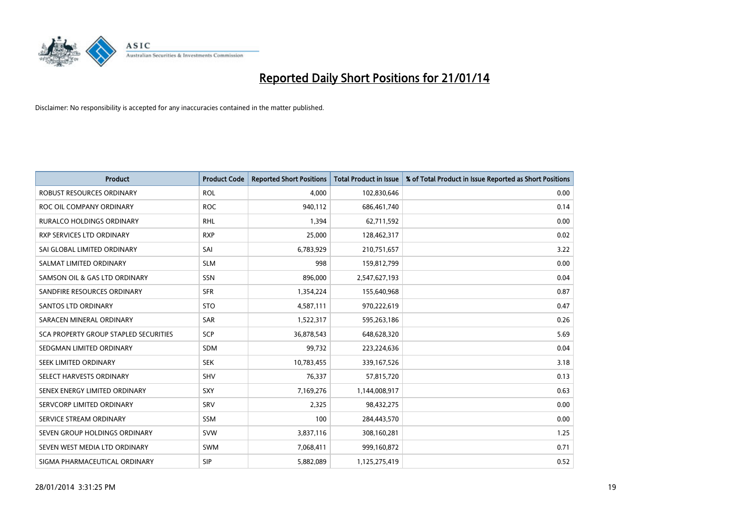# Reported Daily Short Positions for 21/01/14

Disclaimer: No responsibility is accepted for any inaccuracies contained in the matter published.

| Product | Product Code | Reported Short Positions | Total Product in Issue | % of Total Product in Issue Reported as Short Positions |
|---|---|---|---|---|
| ROBUST RESOURCES ORDINARY | ROL | 4,000 | 102,830,646 | 0.00 |
| ROC OIL COMPANY ORDINARY | ROC | 940,112 | 686,461,740 | 0.14 |
| RURALCO HOLDINGS ORDINARY | RHL | 1,394 | 62,711,592 | 0.00 |
| RXP SERVICES LTD ORDINARY | RXP | 25,000 | 128,462,317 | 0.02 |
| SAI GLOBAL LIMITED ORDINARY | SAI | 6,783,929 | 210,751,657 | 3.22 |
| SALMAT LIMITED ORDINARY | SLM | 998 | 159,812,799 | 0.00 |
| SAMSON OIL & GAS LTD ORDINARY | SSN | 896,000 | 2,547,627,193 | 0.04 |
| SANDFIRE RESOURCES ORDINARY | SFR | 1,354,224 | 155,640,968 | 0.87 |
| SANTOS LTD ORDINARY | STO | 4,587,111 | 970,222,619 | 0.47 |
| SARACEN MINERAL ORDINARY | SAR | 1,522,317 | 595,263,186 | 0.26 |
| SCA PROPERTY GROUP STAPLED SECURITIES | SCP | 36,878,543 | 648,628,320 | 5.69 |
| SEDGMAN LIMITED ORDINARY | SDM | 99,732 | 223,224,636 | 0.04 |
| SEEK LIMITED ORDINARY | SEK | 10,783,455 | 339,167,526 | 3.18 |
| SELECT HARVESTS ORDINARY | SHV | 76,337 | 57,815,720 | 0.13 |
| SENEX ENERGY LIMITED ORDINARY | SXY | 7,169,276 | 1,144,008,917 | 0.63 |
| SERVCORP LIMITED ORDINARY | SRV | 2,325 | 98,432,275 | 0.00 |
| SERVICE STREAM ORDINARY | SSM | 100 | 284,443,570 | 0.00 |
| SEVEN GROUP HOLDINGS ORDINARY | SVW | 3,837,116 | 308,160,281 | 1.25 |
| SEVEN WEST MEDIA LTD ORDINARY | SWM | 7,068,411 | 999,160,872 | 0.71 |
| SIGMA PHARMACEUTICAL ORDINARY | SIP | 5,882,089 | 1,125,275,419 | 0.52 |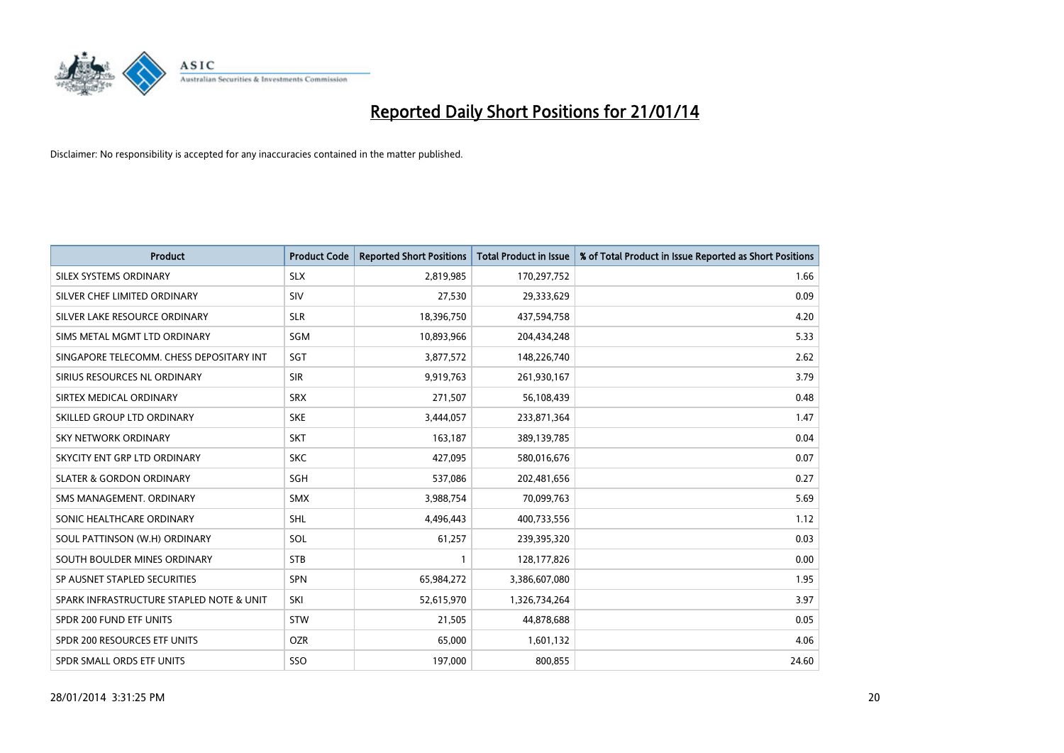# Reported Daily Short Positions for 21/01/14

Disclaimer: No responsibility is accepted for any inaccuracies contained in the matter published.

| Product | Product Code | Reported Short Positions | Total Product in Issue | % of Total Product in Issue Reported as Short Positions |
|---|---|---|---|---|
| SILEX SYSTEMS ORDINARY | SLX | 2,819,985 | 170,297,752 | 1.66 |
| SILVER CHEF LIMITED ORDINARY | SIV | 27,530 | 29,333,629 | 0.09 |
| SILVER LAKE RESOURCE ORDINARY | SLR | 18,396,750 | 437,594,758 | 4.20 |
| SIMS METAL MGMT LTD ORDINARY | SGM | 10,893,966 | 204,434,248 | 5.33 |
| SINGAPORE TELECOMM. CHESS DEPOSITARY INT | SGT | 3,877,572 | 148,226,740 | 2.62 |
| SIRIUS RESOURCES NL ORDINARY | SIR | 9,919,763 | 261,930,167 | 3.79 |
| SIRTEX MEDICAL ORDINARY | SRX | 271,507 | 56,108,439 | 0.48 |
| SKILLED GROUP LTD ORDINARY | SKE | 3,444,057 | 233,871,364 | 1.47 |
| SKY NETWORK ORDINARY | SKT | 163,187 | 389,139,785 | 0.04 |
| SKYCITY ENT GRP LTD ORDINARY | SKC | 427,095 | 580,016,676 | 0.07 |
| SLATER & GORDON ORDINARY | SGH | 537,086 | 202,481,656 | 0.27 |
| SMS MANAGEMENT. ORDINARY | SMX | 3,988,754 | 70,099,763 | 5.69 |
| SONIC HEALTHCARE ORDINARY | SHL | 4,496,443 | 400,733,556 | 1.12 |
| SOUL PATTINSON (W.H) ORDINARY | SOL | 61,257 | 239,395,320 | 0.03 |
| SOUTH BOULDER MINES ORDINARY | STB | 1 | 128,177,826 | 0.00 |
| SP AUSNET STAPLED SECURITIES | SPN | 65,984,272 | 3,386,607,080 | 1.95 |
| SPARK INFRASTRUCTURE STAPLED NOTE & UNIT | SKI | 52,615,970 | 1,326,734,264 | 3.97 |
| SPDR 200 FUND ETF UNITS | STW | 21,505 | 44,878,688 | 0.05 |
| SPDR 200 RESOURCES ETF UNITS | OZR | 65,000 | 1,601,132 | 4.06 |
| SPDR SMALL ORDS ETF UNITS | SSO | 197,000 | 800,855 | 24.60 |

28/01/2014 3:31:25 PM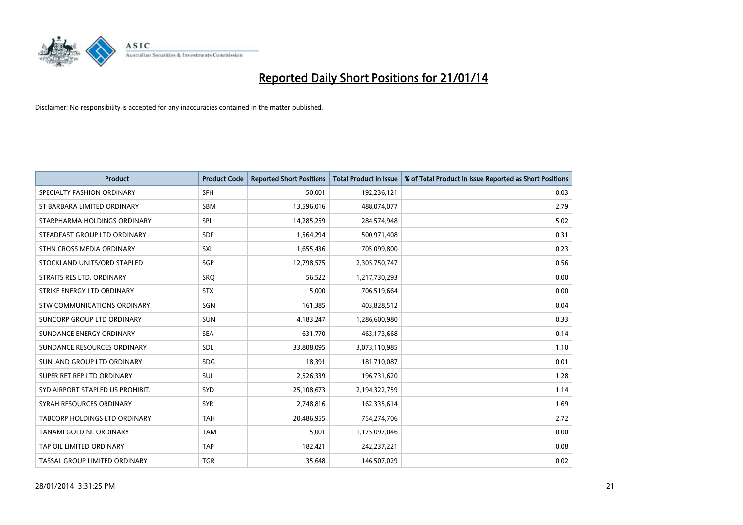# Reported Daily Short Positions for 21/01/14

Disclaimer: No responsibility is accepted for any inaccuracies contained in the matter published.

| Product | Product Code | Reported Short Positions | Total Product in Issue | % of Total Product in Issue Reported as Short Positions |
|---|---|---|---|---|
| SPECIALTY FASHION ORDINARY | SFH | 50,001 | 192,236,121 | 0.03 |
| ST BARBARA LIMITED ORDINARY | SBM | 13,596,016 | 488,074,077 | 2.79 |
| STARPHARMA HOLDINGS ORDINARY | SPL | 14,285,259 | 284,574,948 | 5.02 |
| STEADFAST GROUP LTD ORDINARY | SDF | 1,564,294 | 500,971,408 | 0.31 |
| STHN CROSS MEDIA ORDINARY | SXL | 1,655,436 | 705,099,800 | 0.23 |
| STOCKLAND UNITS/ORD STAPLED | SGP | 12,798,575 | 2,305,750,747 | 0.56 |
| STRAITS RES LTD. ORDINARY | SRQ | 56,522 | 1,217,730,293 | 0.00 |
| STRIKE ENERGY LTD ORDINARY | STX | 5,000 | 706,519,664 | 0.00 |
| STW COMMUNICATIONS ORDINARY | SGN | 161,385 | 403,828,512 | 0.04 |
| SUNCORP GROUP LTD ORDINARY | SUN | 4,183,247 | 1,286,600,980 | 0.33 |
| SUNDANCE ENERGY ORDINARY | SEA | 631,770 | 463,173,668 | 0.14 |
| SUNDANCE RESOURCES ORDINARY | SDL | 33,808,095 | 3,073,110,985 | 1.10 |
| SUNLAND GROUP LTD ORDINARY | SDG | 18,391 | 181,710,087 | 0.01 |
| SUPER RET REP LTD ORDINARY | SUL | 2,526,339 | 196,731,620 | 1.28 |
| SYD AIRPORT STAPLED US PROHIBIT. | SYD | 25,108,673 | 2,194,322,759 | 1.14 |
| SYRAH RESOURCES ORDINARY | SYR | 2,748,816 | 162,335,614 | 1.69 |
| TABCORP HOLDINGS LTD ORDINARY | TAH | 20,486,955 | 754,274,706 | 2.72 |
| TANAMI GOLD NL ORDINARY | TAM | 5,001 | 1,175,097,046 | 0.00 |
| TAP OIL LIMITED ORDINARY | TAP | 182,421 | 242,237,221 | 0.08 |
| TASSAL GROUP LIMITED ORDINARY | TGR | 35,648 | 146,507,029 | 0.02 |

28/01/2014 3:31:25 PM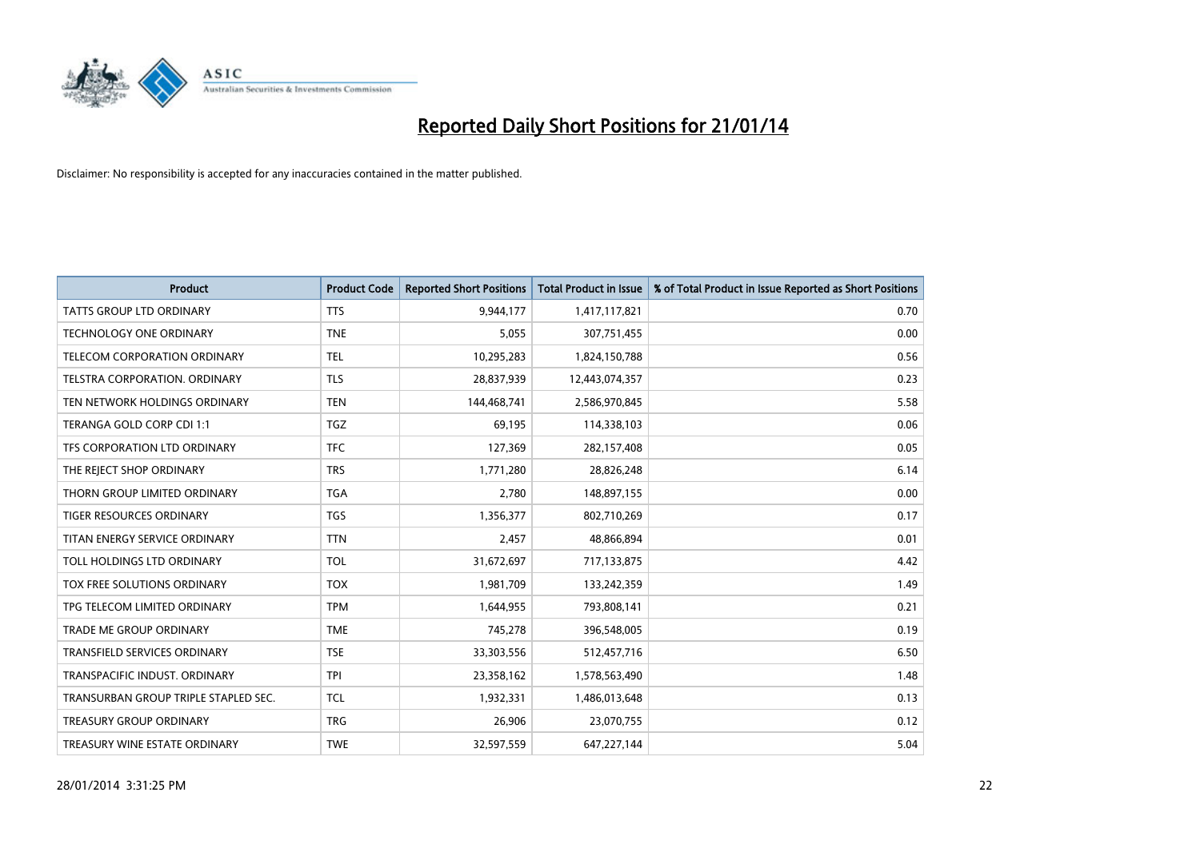# Reported Daily Short Positions for 21/01/14

Disclaimer: No responsibility is accepted for any inaccuracies contained in the matter published.

| Product | Product Code | Reported Short Positions | Total Product in Issue | % of Total Product in Issue Reported as Short Positions |
|---|---|---|---|---|
| TATTS GROUP LTD ORDINARY | TTS | 9,944,177 | 1,417,117,821 | 0.70 |
| TECHNOLOGY ONE ORDINARY | TNE | 5,055 | 307,751,455 | 0.00 |
| TELECOM CORPORATION ORDINARY | TEL | 10,295,283 | 1,824,150,788 | 0.56 |
| TELSTRA CORPORATION. ORDINARY | TLS | 28,837,939 | 12,443,074,357 | 0.23 |
| TEN NETWORK HOLDINGS ORDINARY | TEN | 144,468,741 | 2,586,970,845 | 5.58 |
| TERANGA GOLD CORP CDI 1:1 | TGZ | 69,195 | 114,338,103 | 0.06 |
| TFS CORPORATION LTD ORDINARY | TFC | 127,369 | 282,157,408 | 0.05 |
| THE REJECT SHOP ORDINARY | TRS | 1,771,280 | 28,826,248 | 6.14 |
| THORN GROUP LIMITED ORDINARY | TGA | 2,780 | 148,897,155 | 0.00 |
| TIGER RESOURCES ORDINARY | TGS | 1,356,377 | 802,710,269 | 0.17 |
| TITAN ENERGY SERVICE ORDINARY | TTN | 2,457 | 48,866,894 | 0.01 |
| TOLL HOLDINGS LTD ORDINARY | TOL | 31,672,697 | 717,133,875 | 4.42 |
| TOX FREE SOLUTIONS ORDINARY | TOX | 1,981,709 | 133,242,359 | 1.49 |
| TPG TELECOM LIMITED ORDINARY | TPM | 1,644,955 | 793,808,141 | 0.21 |
| TRADE ME GROUP ORDINARY | TME | 745,278 | 396,548,005 | 0.19 |
| TRANSFIELD SERVICES ORDINARY | TSE | 33,303,556 | 512,457,716 | 6.50 |
| TRANSPACIFIC INDUST. ORDINARY | TPI | 23,358,162 | 1,578,563,490 | 1.48 |
| TRANSURBAN GROUP TRIPLE STAPLED SEC. | TCL | 1,932,331 | 1,486,013,648 | 0.13 |
| TREASURY GROUP ORDINARY | TRG | 26,906 | 23,070,755 | 0.12 |
| TREASURY WINE ESTATE ORDINARY | TWE | 32,597,559 | 647,227,144 | 5.04 |

28/01/2014 3:31:25 PM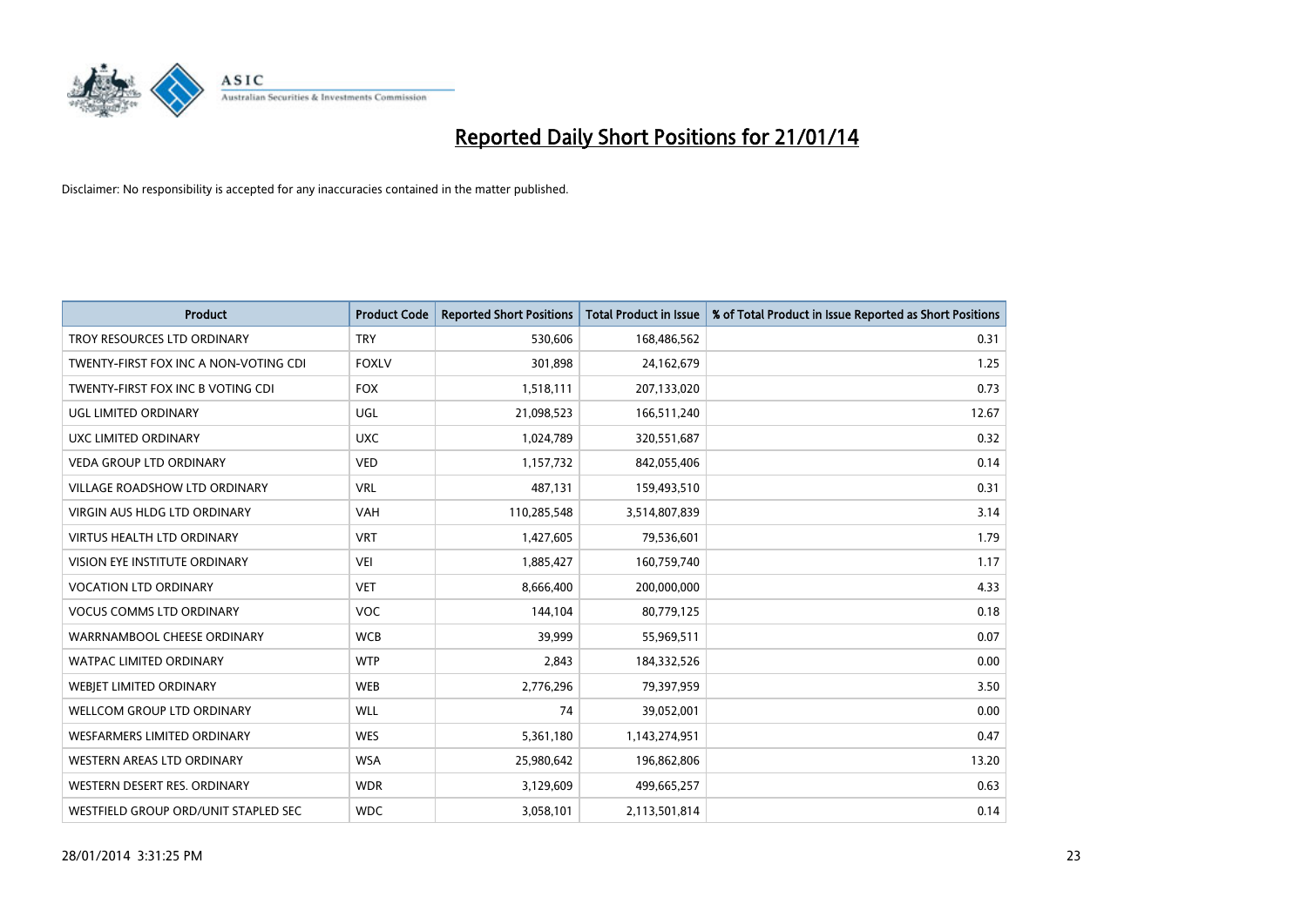# Reported Daily Short Positions for 21/01/14

Disclaimer: No responsibility is accepted for any inaccuracies contained in the matter published.

| Product | Product Code | Reported Short Positions | Total Product in Issue | % of Total Product in Issue Reported as Short Positions |
|---|---|---|---|---|
| TROY RESOURCES LTD ORDINARY | TRY | 530,606 | 168,486,562 | 0.31 |
| TWENTY-FIRST FOX INC A NON-VOTING CDI | FOXLV | 301,898 | 24,162,679 | 1.25 |
| TWENTY-FIRST FOX INC B VOTING CDI | FOX | 1,518,111 | 207,133,020 | 0.73 |
| UGL LIMITED ORDINARY | UGL | 21,098,523 | 166,511,240 | 12.67 |
| UXC LIMITED ORDINARY | UXC | 1,024,789 | 320,551,687 | 0.32 |
| VEDA GROUP LTD ORDINARY | VED | 1,157,732 | 842,055,406 | 0.14 |
| VILLAGE ROADSHOW LTD ORDINARY | VRL | 487,131 | 159,493,510 | 0.31 |
| VIRGIN AUS HLDG LTD ORDINARY | VAH | 110,285,548 | 3,514,807,839 | 3.14 |
| VIRTUS HEALTH LTD ORDINARY | VRT | 1,427,605 | 79,536,601 | 1.79 |
| VISION EYE INSTITUTE ORDINARY | VEI | 1,885,427 | 160,759,740 | 1.17 |
| VOCATION LTD ORDINARY | VET | 8,666,400 | 200,000,000 | 4.33 |
| VOCUS COMMS LTD ORDINARY | VOC | 144,104 | 80,779,125 | 0.18 |
| WARRNAMBOOL CHEESE ORDINARY | WCB | 39,999 | 55,969,511 | 0.07 |
| WATPAC LIMITED ORDINARY | WTP | 2,843 | 184,332,526 | 0.00 |
| WEBJET LIMITED ORDINARY | WEB | 2,776,296 | 79,397,959 | 3.50 |
| WELLCOM GROUP LTD ORDINARY | WLL | 74 | 39,052,001 | 0.00 |
| WESFARMERS LIMITED ORDINARY | WES | 5,361,180 | 1,143,274,951 | 0.47 |
| WESTERN AREAS LTD ORDINARY | WSA | 25,980,642 | 196,862,806 | 13.20 |
| WESTERN DESERT RES. ORDINARY | WDR | 3,129,609 | 499,665,257 | 0.63 |
| WESTFIELD GROUP ORD/UNIT STAPLED SEC | WDC | 3,058,101 | 2,113,501,814 | 0.14 |

28/01/2014 3:31:25 PM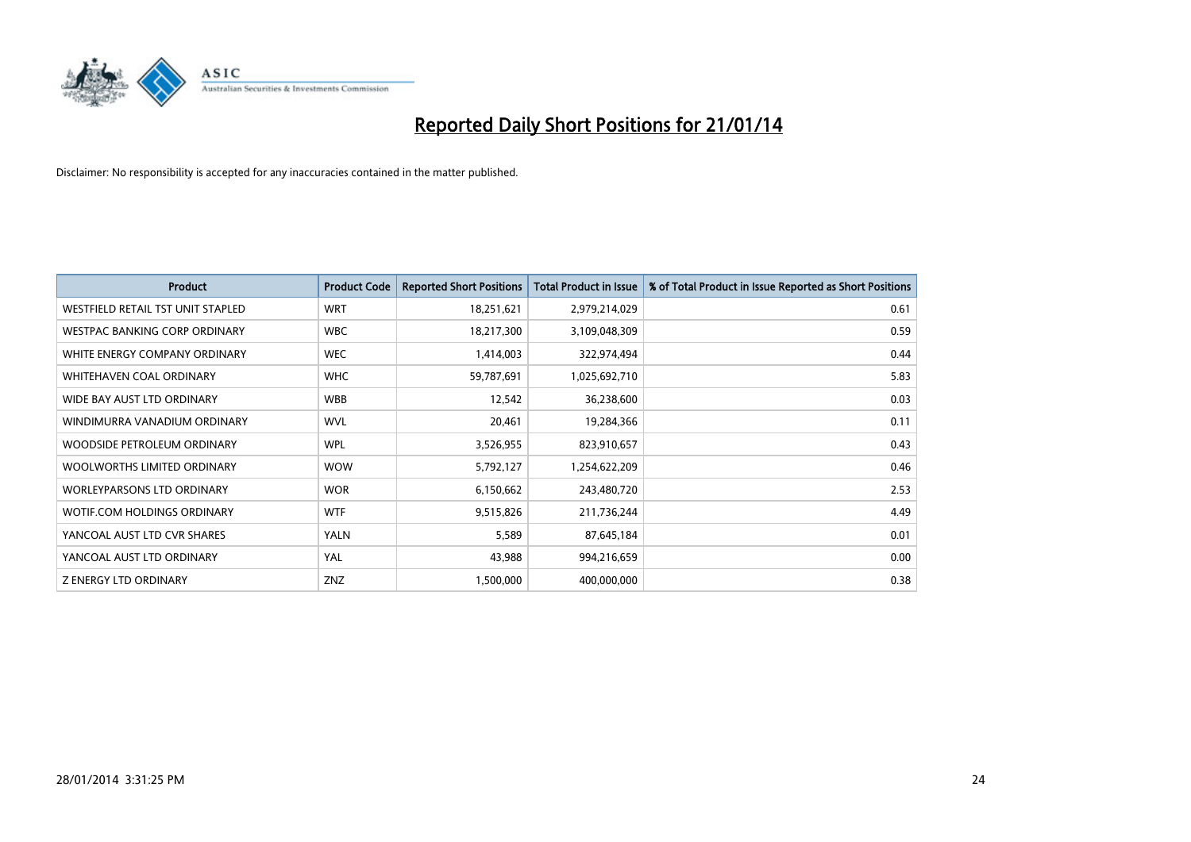# Reported Daily Short Positions for 21/01/14

Disclaimer: No responsibility is accepted for any inaccuracies contained in the matter published.

| Product | Product Code | Reported Short Positions | Total Product in Issue | % of Total Product in Issue Reported as Short Positions |
|---|---|---|---|---|
| WESTFIELD RETAIL TST UNIT STAPLED | WRT | 18,251,621 | 2,979,214,029 | 0.61 |
| WESTPAC BANKING CORP ORDINARY | WBC | 18,217,300 | 3,109,048,309 | 0.59 |
| WHITE ENERGY COMPANY ORDINARY | WEC | 1,414,003 | 322,974,494 | 0.44 |
| WHITEHAVEN COAL ORDINARY | WHC | 59,787,691 | 1,025,692,710 | 5.83 |
| WIDE BAY AUST LTD ORDINARY | WBB | 12,542 | 36,238,600 | 0.03 |
| WINDIMURRA VANADIUM ORDINARY | WVL | 20,461 | 19,284,366 | 0.11 |
| WOODSIDE PETROLEUM ORDINARY | WPL | 3,526,955 | 823,910,657 | 0.43 |
| WOOLWORTHS LIMITED ORDINARY | WOW | 5,792,127 | 1,254,622,209 | 0.46 |
| WORLEYPARSONS LTD ORDINARY | WOR | 6,150,662 | 243,480,720 | 2.53 |
| WOTIF.COM HOLDINGS ORDINARY | WTF | 9,515,826 | 211,736,244 | 4.49 |
| YANCOAL AUST LTD CVR SHARES | YALN | 5,589 | 87,645,184 | 0.01 |
| YANCOAL AUST LTD ORDINARY | YAL | 43,988 | 994,216,659 | 0.00 |
| Z ENERGY LTD ORDINARY | ZNZ | 1,500,000 | 400,000,000 | 0.38 |